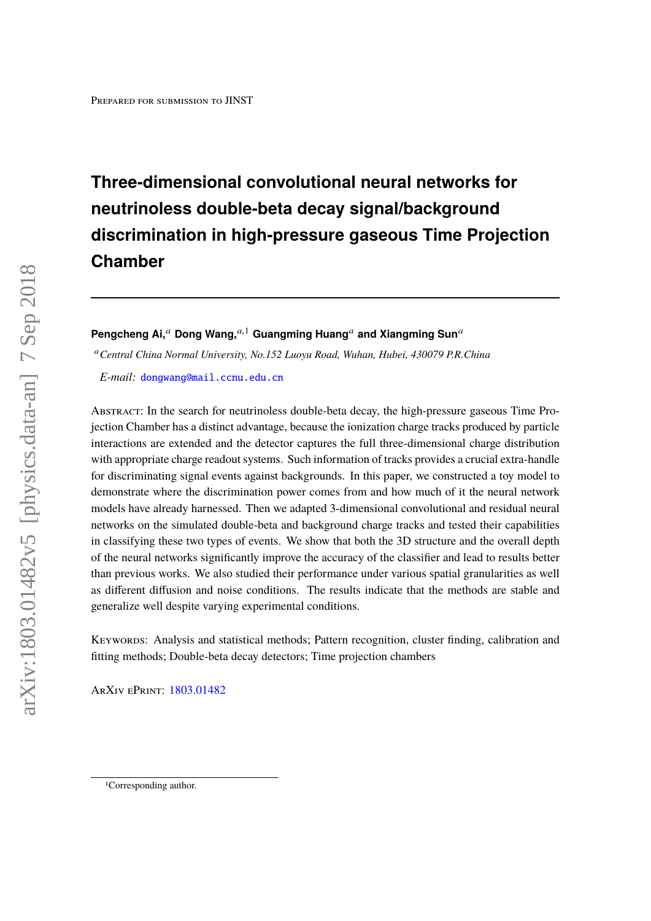Prepared for submission to JINST

# Three-dimensional convolutional neural networks for neutrinoless double-beta decay signal/background discrimination in high-pressure gaseous Time Projection Chamber

**Pengcheng Ai,**[a] **Dong Wang,**[a,1] **Guangming Huang**[a] **and Xiangming Sun**[a]

[a] *Central China Normal University, No.152 Luoyu Road, Wuhan, Hubei, 430079 P.R.China*

*E-mail:* dongwang@mail.ccnu.edu.cn

Abstract: In the search for neutrinoless double-beta decay, the high-pressure gaseous Time Projection Chamber has a distinct advantage, because the ionization charge tracks produced by particle interactions are extended and the detector captures the full three-dimensional charge distribution with appropriate charge readout systems. Such information of tracks provides a crucial extra-handle for discriminating signal events against backgrounds. In this paper, we constructed a toy model to demonstrate where the discrimination power comes from and how much of it the neural network models have already harnessed. Then we adapted 3-dimensional convolutional and residual neural networks on the simulated double-beta and background charge tracks and tested their capabilities in classifying these two types of events. We show that both the 3D structure and the overall depth of the neural networks significantly improve the accuracy of the classifier and lead to results better than previous works. We also studied their performance under various spatial granularities as well as different diffusion and noise conditions. The results indicate that the methods are stable and generalize well despite varying experimental conditions.

Keywords: Analysis and statistical methods; Pattern recognition, cluster finding, calibration and fitting methods; Double-beta decay detectors; Time projection chambers

ArXiv ePrint: 1803.01482

[1] Corresponding author.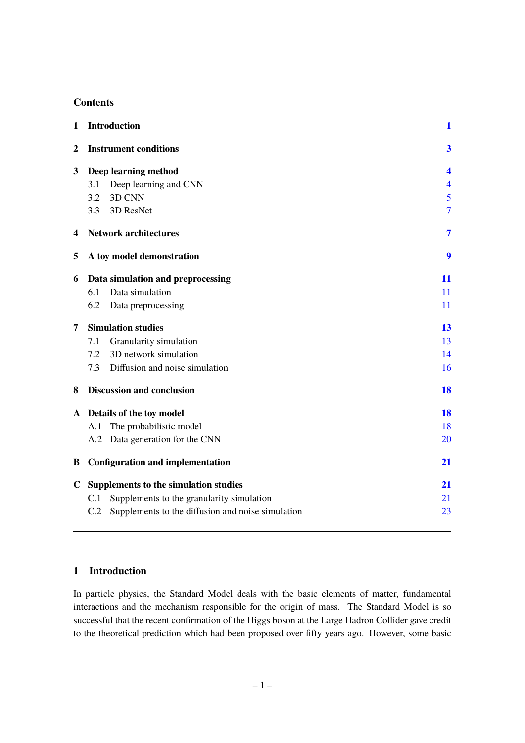## Contents

| | | |
|---|---|---|
| **1** | **Introduction** | **1** |
| **2** | **Instrument conditions** | **3** |
| **3** | **Deep learning method** | **4** |
| | 3.1 Deep learning and CNN | 4 |
| | 3.2 3D CNN | 5 |
| | 3.3 3D ResNet | 7 |
| **4** | **Network architectures** | **7** |
| **5** | **A toy model demonstration** | **9** |
| **6** | **Data simulation and preprocessing** | **11** |
| | 6.1 Data simulation | 11 |
| | 6.2 Data preprocessing | 11 |
| **7** | **Simulation studies** | **13** |
| | 7.1 Granularity simulation | 13 |
| | 7.2 3D network simulation | 14 |
| | 7.3 Diffusion and noise simulation | 16 |
| **8** | **Discussion and conclusion** | **18** |
| **A** | **Details of the toy model** | **18** |
| | A.1 The probabilistic model | 18 |
| | A.2 Data generation for the CNN | 20 |
| **B** | **Configuration and implementation** | **21** |
| **C** | **Supplements to the simulation studies** | **21** |
| | C.1 Supplements to the granularity simulation | 21 |
| | C.2 Supplements to the diffusion and noise simulation | 23 |

## 1 Introduction

In particle physics, the Standard Model deals with the basic elements of matter, fundamental interactions and the mechanism responsible for the origin of mass. The Standard Model is so successful that the recent confirmation of the Higgs boson at the Large Hadron Collider gave credit to the theoretical prediction which had been proposed over fifty years ago. However, some basic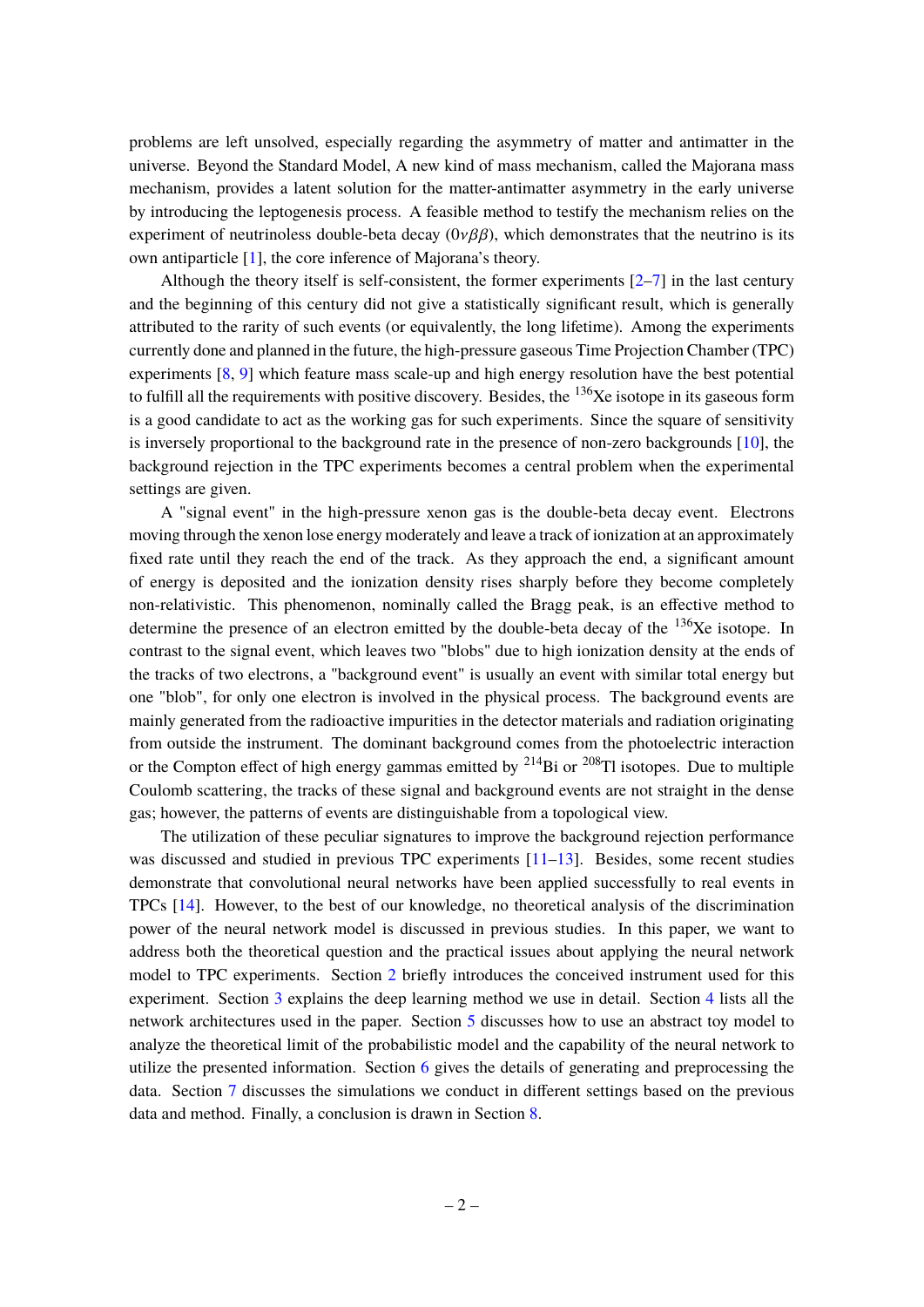problems are left unsolved, especially regarding the asymmetry of matter and antimatter in the universe. Beyond the Standard Model, A new kind of mass mechanism, called the Majorana mass mechanism, provides a latent solution for the matter-antimatter asymmetry in the early universe by introducing the leptogenesis process. A feasible method to testify the mechanism relies on the experiment of neutrinoless double-beta decay ($0\nu\beta\beta$), which demonstrates that the neutrino is its own antiparticle [1], the core inference of Majorana's theory.

Although the theory itself is self-consistent, the former experiments [2–7] in the last century and the beginning of this century did not give a statistically significant result, which is generally attributed to the rarity of such events (or equivalently, the long lifetime). Among the experiments currently done and planned in the future, the high-pressure gaseous Time Projection Chamber (TPC) experiments [8, 9] which feature mass scale-up and high energy resolution have the best potential to fulfill all the requirements with positive discovery. Besides, the $^{136}$Xe isotope in its gaseous form is a good candidate to act as the working gas for such experiments. Since the square of sensitivity is inversely proportional to the background rate in the presence of non-zero backgrounds [10], the background rejection in the TPC experiments becomes a central problem when the experimental settings are given.

A "signal event" in the high-pressure xenon gas is the double-beta decay event. Electrons moving through the xenon lose energy moderately and leave a track of ionization at an approximately fixed rate until they reach the end of the track. As they approach the end, a significant amount of energy is deposited and the ionization density rises sharply before they become completely non-relativistic. This phenomenon, nominally called the Bragg peak, is an effective method to determine the presence of an electron emitted by the double-beta decay of the $^{136}$Xe isotope. In contrast to the signal event, which leaves two "blobs" due to high ionization density at the ends of the tracks of two electrons, a "background event" is usually an event with similar total energy but one "blob", for only one electron is involved in the physical process. The background events are mainly generated from the radioactive impurities in the detector materials and radiation originating from outside the instrument. The dominant background comes from the photoelectric interaction or the Compton effect of high energy gammas emitted by $^{214}$Bi or $^{208}$Tl isotopes. Due to multiple Coulomb scattering, the tracks of these signal and background events are not straight in the dense gas; however, the patterns of events are distinguishable from a topological view.

The utilization of these peculiar signatures to improve the background rejection performance was discussed and studied in previous TPC experiments [11–13]. Besides, some recent studies demonstrate that convolutional neural networks have been applied successfully to real events in TPCs [14]. However, to the best of our knowledge, no theoretical analysis of the discrimination power of the neural network model is discussed in previous studies. In this paper, we want to address both the theoretical question and the practical issues about applying the neural network model to TPC experiments. Section 2 briefly introduces the conceived instrument used for this experiment. Section 3 explains the deep learning method we use in detail. Section 4 lists all the network architectures used in the paper. Section 5 discusses how to use an abstract toy model to analyze the theoretical limit of the probabilistic model and the capability of the neural network to utilize the presented information. Section 6 gives the details of generating and preprocessing the data. Section 7 discusses the simulations we conduct in different settings based on the previous data and method. Finally, a conclusion is drawn in Section 8.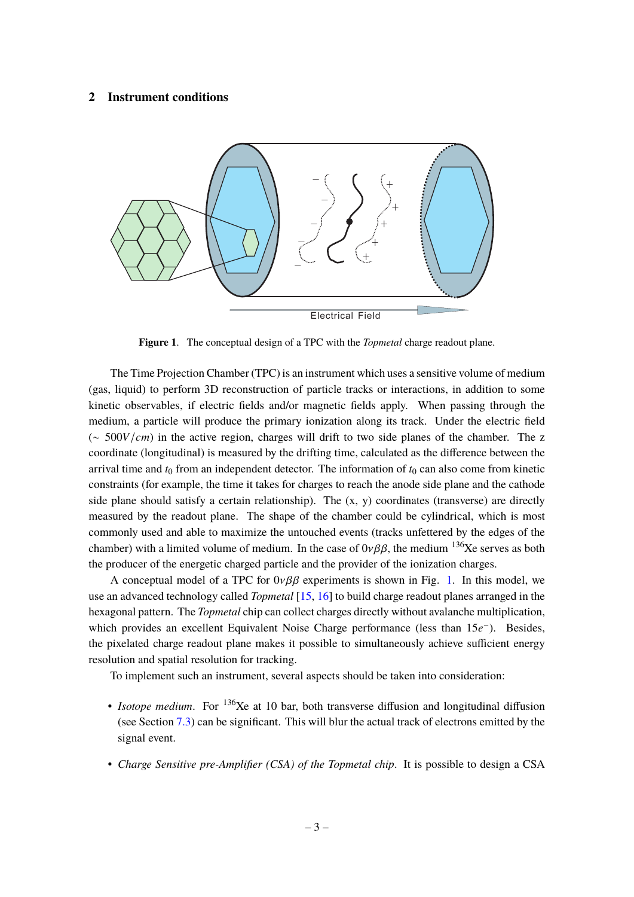## 2 Instrument conditions

**Figure 1**. The conceptual design of a TPC with the *Topmetal* charge readout plane.

The Time Projection Chamber (TPC) is an instrument which uses a sensitive volume of medium (gas, liquid) to perform 3D reconstruction of particle tracks or interactions, in addition to some kinetic observables, if electric fields and/or magnetic fields apply. When passing through the medium, a particle will produce the primary ionization along its track. Under the electric field ($\sim 500V/cm$) in the active region, charges will drift to two side planes of the chamber. The z coordinate (longitudinal) is measured by the drifting time, calculated as the difference between the arrival time and $t_0$ from an independent detector. The information of $t_0$ can also come from kinetic constraints (for example, the time it takes for charges to reach the anode side plane and the cathode side plane should satisfy a certain relationship). The (x, y) coordinates (transverse) are directly measured by the readout plane. The shape of the chamber could be cylindrical, which is most commonly used and able to maximize the untouched events (tracks unfettered by the edges of the chamber) with a limited volume of medium. In the case of $0\nu\beta\beta$, the medium $^{136}$Xe serves as both the producer of the energetic charged particle and the provider of the ionization charges.

A conceptual model of a TPC for $0\nu\beta\beta$ experiments is shown in Fig. 1. In this model, we use an advanced technology called *Topmetal* [15, 16] to build charge readout planes arranged in the hexagonal pattern. The *Topmetal* chip can collect charges directly without avalanche multiplication, which provides an excellent Equivalent Noise Charge performance (less than $15e^{-}$). Besides, the pixelated charge readout plane makes it possible to simultaneously achieve sufficient energy resolution and spatial resolution for tracking.

To implement such an instrument, several aspects should be taken into consideration:

- *Isotope medium*. For $^{136}$Xe at 10 bar, both transverse diffusion and longitudinal diffusion (see Section 7.3) can be significant. This will blur the actual track of electrons emitted by the signal event.
- *Charge Sensitive pre-Amplifier (CSA) of the Topmetal chip*. It is possible to design a CSA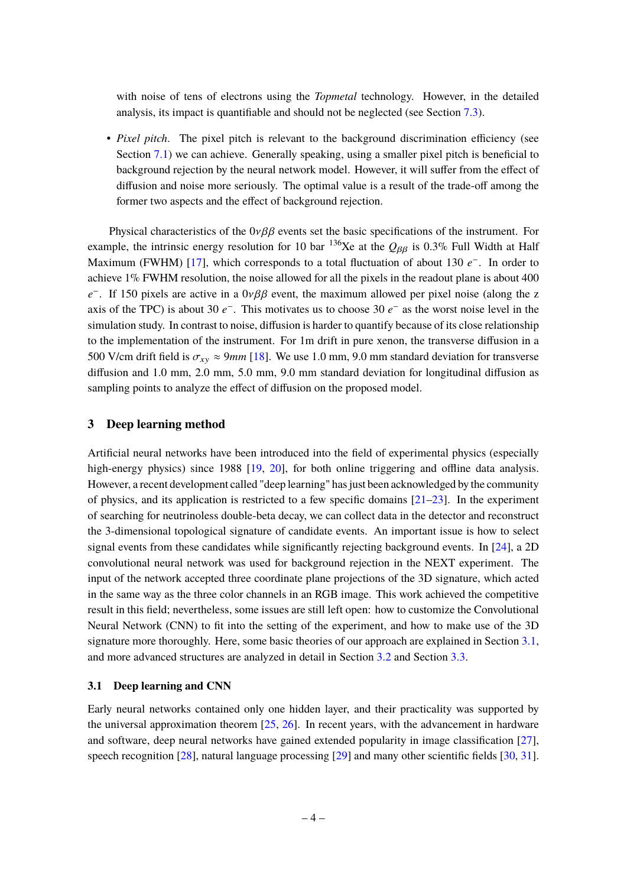with noise of tens of electrons using the *Topmetal* technology. However, in the detailed analysis, its impact is quantifiable and should not be neglected (see Section 7.3).

- *Pixel pitch*. The pixel pitch is relevant to the background discrimination efficiency (see Section 7.1) we can achieve. Generally speaking, using a smaller pixel pitch is beneficial to background rejection by the neural network model. However, it will suffer from the effect of diffusion and noise more seriously. The optimal value is a result of the trade-off among the former two aspects and the effect of background rejection.

Physical characteristics of the $0\nu\beta\beta$ events set the basic specifications of the instrument. For example, the intrinsic energy resolution for 10 bar $^{136}$Xe at the $Q_{\beta\beta}$ is 0.3% Full Width at Half Maximum (FWHM) [17], which corresponds to a total fluctuation of about 130 $e^-$. In order to achieve 1% FWHM resolution, the noise allowed for all the pixels in the readout plane is about 400 $e^-$. If 150 pixels are active in a $0\nu\beta\beta$ event, the maximum allowed per pixel noise (along the z axis of the TPC) is about 30 $e^-$. This motivates us to choose 30 $e^-$ as the worst noise level in the simulation study. In contrast to noise, diffusion is harder to quantify because of its close relationship to the implementation of the instrument. For 1m drift in pure xenon, the transverse diffusion in a 500 V/cm drift field is $\sigma_{xy} \approx 9mm$ [18]. We use 1.0 mm, 9.0 mm standard deviation for transverse diffusion and 1.0 mm, 2.0 mm, 5.0 mm, 9.0 mm standard deviation for longitudinal diffusion as sampling points to analyze the effect of diffusion on the proposed model.

## 3 Deep learning method

Artificial neural networks have been introduced into the field of experimental physics (especially high-energy physics) since 1988 [19, 20], for both online triggering and offline data analysis. However, a recent development called "deep learning" has just been acknowledged by the community of physics, and its application is restricted to a few specific domains [21–23]. In the experiment of searching for neutrinoless double-beta decay, we can collect data in the detector and reconstruct the 3-dimensional topological signature of candidate events. An important issue is how to select signal events from these candidates while significantly rejecting background events. In [24], a 2D convolutional neural network was used for background rejection in the NEXT experiment. The input of the network accepted three coordinate plane projections of the 3D signature, which acted in the same way as the three color channels in an RGB image. This work achieved the competitive result in this field; nevertheless, some issues are still left open: how to customize the Convolutional Neural Network (CNN) to fit into the setting of the experiment, and how to make use of the 3D signature more thoroughly. Here, some basic theories of our approach are explained in Section 3.1, and more advanced structures are analyzed in detail in Section 3.2 and Section 3.3.

### 3.1 Deep learning and CNN

Early neural networks contained only one hidden layer, and their practicality was supported by the universal approximation theorem [25, 26]. In recent years, with the advancement in hardware and software, deep neural networks have gained extended popularity in image classification [27], speech recognition [28], natural language processing [29] and many other scientific fields [30, 31].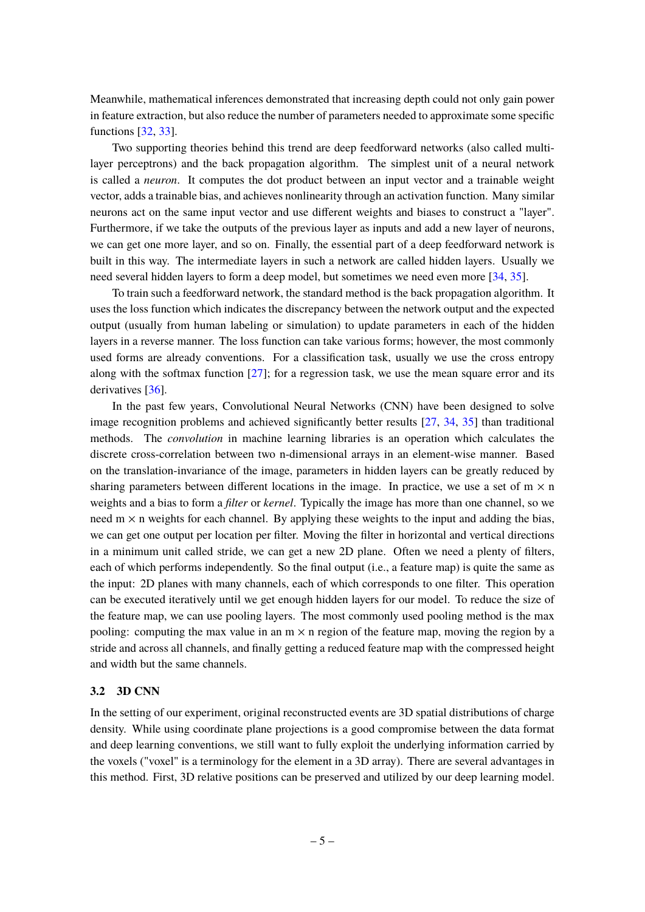Meanwhile, mathematical inferences demonstrated that increasing depth could not only gain power in feature extraction, but also reduce the number of parameters needed to approximate some specific functions [32, 33].

Two supporting theories behind this trend are deep feedforward networks (also called multi-layer perceptrons) and the back propagation algorithm. The simplest unit of a neural network is called a *neuron*. It computes the dot product between an input vector and a trainable weight vector, adds a trainable bias, and achieves nonlinearity through an activation function. Many similar neurons act on the same input vector and use different weights and biases to construct a "layer". Furthermore, if we take the outputs of the previous layer as inputs and add a new layer of neurons, we can get one more layer, and so on. Finally, the essential part of a deep feedforward network is built in this way. The intermediate layers in such a network are called hidden layers. Usually we need several hidden layers to form a deep model, but sometimes we need even more [34, 35].

To train such a feedforward network, the standard method is the back propagation algorithm. It uses the loss function which indicates the discrepancy between the network output and the expected output (usually from human labeling or simulation) to update parameters in each of the hidden layers in a reverse manner. The loss function can take various forms; however, the most commonly used forms are already conventions. For a classification task, usually we use the cross entropy along with the softmax function [27]; for a regression task, we use the mean square error and its derivatives [36].

In the past few years, Convolutional Neural Networks (CNN) have been designed to solve image recognition problems and achieved significantly better results [27, 34, 35] than traditional methods. The *convolution* in machine learning libraries is an operation which calculates the discrete cross-correlation between two n-dimensional arrays in an element-wise manner. Based on the translation-invariance of the image, parameters in hidden layers can be greatly reduced by sharing parameters between different locations in the image. In practice, we use a set of $m \times n$ weights and a bias to form a *filter* or *kernel*. Typically the image has more than one channel, so we need $m \times n$ weights for each channel. By applying these weights to the input and adding the bias, we can get one output per location per filter. Moving the filter in horizontal and vertical directions in a minimum unit called stride, we can get a new 2D plane. Often we need a plenty of filters, each of which performs independently. So the final output (i.e., a feature map) is quite the same as the input: 2D planes with many channels, each of which corresponds to one filter. This operation can be executed iteratively until we get enough hidden layers for our model. To reduce the size of the feature map, we can use pooling layers. The most commonly used pooling method is the max pooling: computing the max value in an $m \times n$ region of the feature map, moving the region by a stride and across all channels, and finally getting a reduced feature map with the compressed height and width but the same channels.

### 3.2 3D CNN

In the setting of our experiment, original reconstructed events are 3D spatial distributions of charge density. While using coordinate plane projections is a good compromise between the data format and deep learning conventions, we still want to fully exploit the underlying information carried by the voxels ("voxel" is a terminology for the element in a 3D array). There are several advantages in this method. First, 3D relative positions can be preserved and utilized by our deep learning model.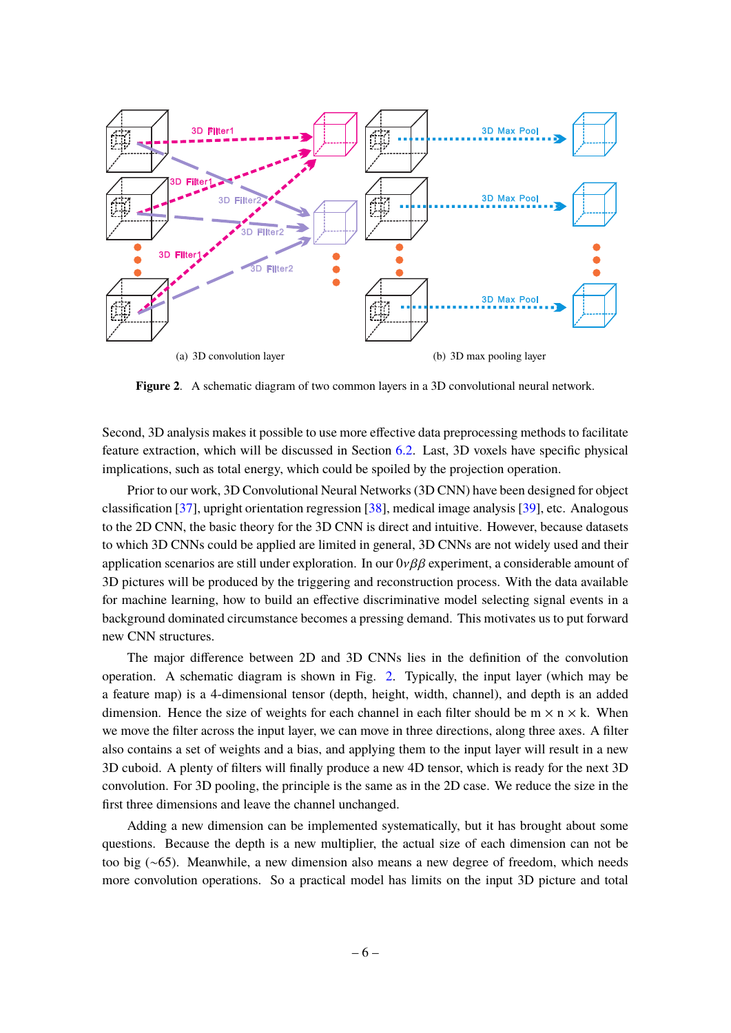(a) 3D convolution layer

(b) 3D max pooling layer

**Figure 2**. A schematic diagram of two common layers in a 3D convolutional neural network.

Second, 3D analysis makes it possible to use more effective data preprocessing methods to facilitate feature extraction, which will be discussed in Section 6.2. Last, 3D voxels have specific physical implications, such as total energy, which could be spoiled by the projection operation.

Prior to our work, 3D Convolutional Neural Networks (3D CNN) have been designed for object classification [37], upright orientation regression [38], medical image analysis [39], etc. Analogous to the 2D CNN, the basic theory for the 3D CNN is direct and intuitive. However, because datasets to which 3D CNNs could be applied are limited in general, 3D CNNs are not widely used and their application scenarios are still under exploration. In our $0\nu\beta\beta$ experiment, a considerable amount of 3D pictures will be produced by the triggering and reconstruction process. With the data available for machine learning, how to build an effective discriminative model selecting signal events in a background dominated circumstance becomes a pressing demand. This motivates us to put forward new CNN structures.

The major difference between 2D and 3D CNNs lies in the definition of the convolution operation. A schematic diagram is shown in Fig. 2. Typically, the input layer (which may be a feature map) is a 4-dimensional tensor (depth, height, width, channel), and depth is an added dimension. Hence the size of weights for each channel in each filter should be m × n × k. When we move the filter across the input layer, we can move in three directions, along three axes. A filter also contains a set of weights and a bias, and applying them to the input layer will result in a new 3D cuboid. A plenty of filters will finally produce a new 4D tensor, which is ready for the next 3D convolution. For 3D pooling, the principle is the same as in the 2D case. We reduce the size in the first three dimensions and leave the channel unchanged.

Adding a new dimension can be implemented systematically, but it has brought about some questions. Because the depth is a new multiplier, the actual size of each dimension can not be too big (~65). Meanwhile, a new dimension also means a new degree of freedom, which needs more convolution operations. So a practical model has limits on the input 3D picture and total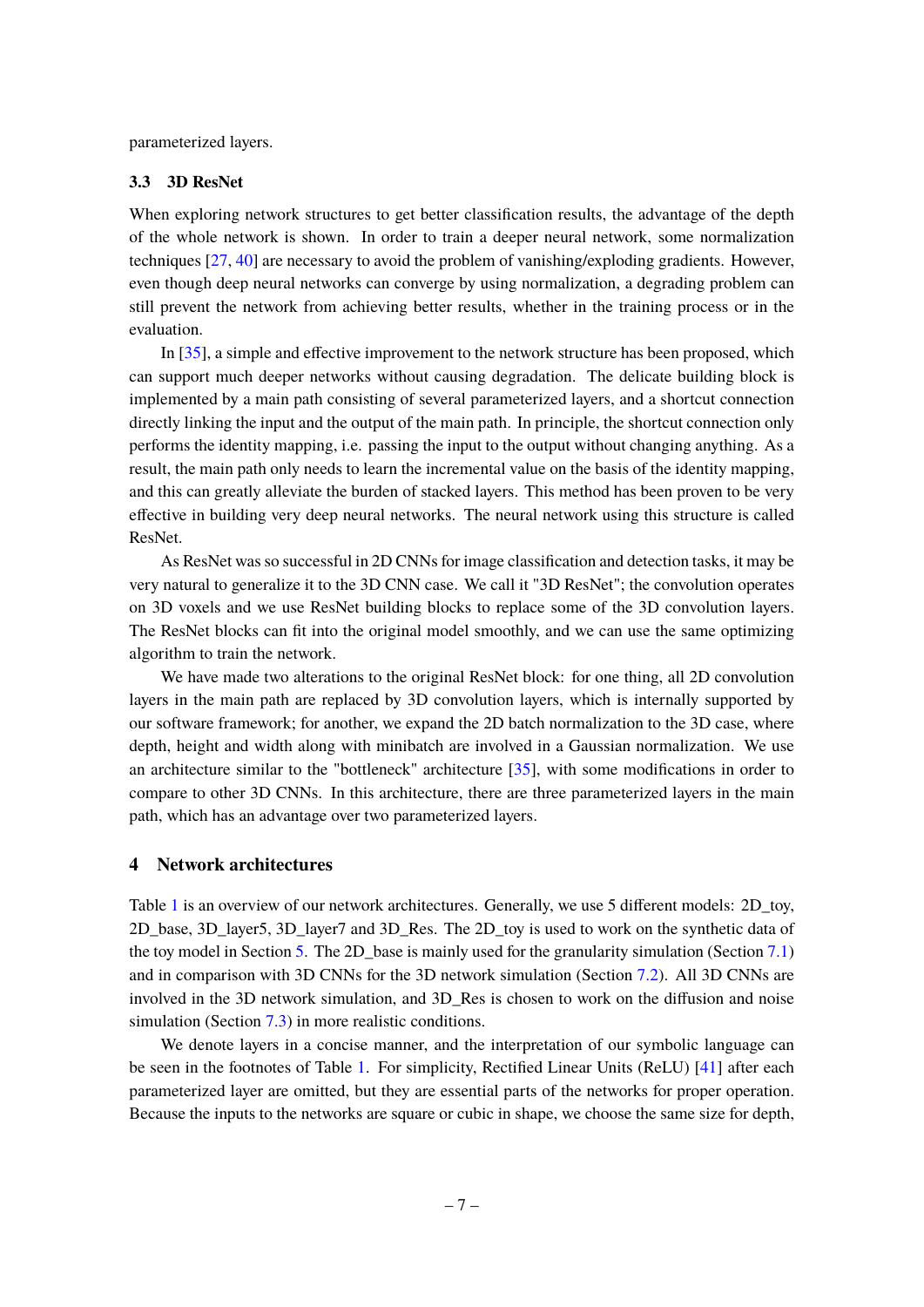parameterized layers.

### 3.3 3D ResNet

When exploring network structures to get better classification results, the advantage of the depth of the whole network is shown. In order to train a deeper neural network, some normalization techniques [27, 40] are necessary to avoid the problem of vanishing/exploding gradients. However, even though deep neural networks can converge by using normalization, a degrading problem can still prevent the network from achieving better results, whether in the training process or in the evaluation.

In [35], a simple and effective improvement to the network structure has been proposed, which can support much deeper networks without causing degradation. The delicate building block is implemented by a main path consisting of several parameterized layers, and a shortcut connection directly linking the input and the output of the main path. In principle, the shortcut connection only performs the identity mapping, i.e. passing the input to the output without changing anything. As a result, the main path only needs to learn the incremental value on the basis of the identity mapping, and this can greatly alleviate the burden of stacked layers. This method has been proven to be very effective in building very deep neural networks. The neural network using this structure is called ResNet.

As ResNet was so successful in 2D CNNs for image classification and detection tasks, it may be very natural to generalize it to the 3D CNN case. We call it "3D ResNet"; the convolution operates on 3D voxels and we use ResNet building blocks to replace some of the 3D convolution layers. The ResNet blocks can fit into the original model smoothly, and we can use the same optimizing algorithm to train the network.

We have made two alterations to the original ResNet block: for one thing, all 2D convolution layers in the main path are replaced by 3D convolution layers, which is internally supported by our software framework; for another, we expand the 2D batch normalization to the 3D case, where depth, height and width along with minibatch are involved in a Gaussian normalization. We use an architecture similar to the "bottleneck" architecture [35], with some modifications in order to compare to other 3D CNNs. In this architecture, there are three parameterized layers in the main path, which has an advantage over two parameterized layers.

## 4 Network architectures

Table 1 is an overview of our network architectures. Generally, we use 5 different models: 2D_toy, 2D_base, 3D_layer5, 3D_layer7 and 3D_Res. The 2D_toy is used to work on the synthetic data of the toy model in Section 5. The 2D_base is mainly used for the granularity simulation (Section 7.1) and in comparison with 3D CNNs for the 3D network simulation (Section 7.2). All 3D CNNs are involved in the 3D network simulation, and 3D_Res is chosen to work on the diffusion and noise simulation (Section 7.3) in more realistic conditions.

We denote layers in a concise manner, and the interpretation of our symbolic language can be seen in the footnotes of Table 1. For simplicity, Rectified Linear Units (ReLU) [41] after each parameterized layer are omitted, but they are essential parts of the networks for proper operation. Because the inputs to the networks are square or cubic in shape, we choose the same size for depth,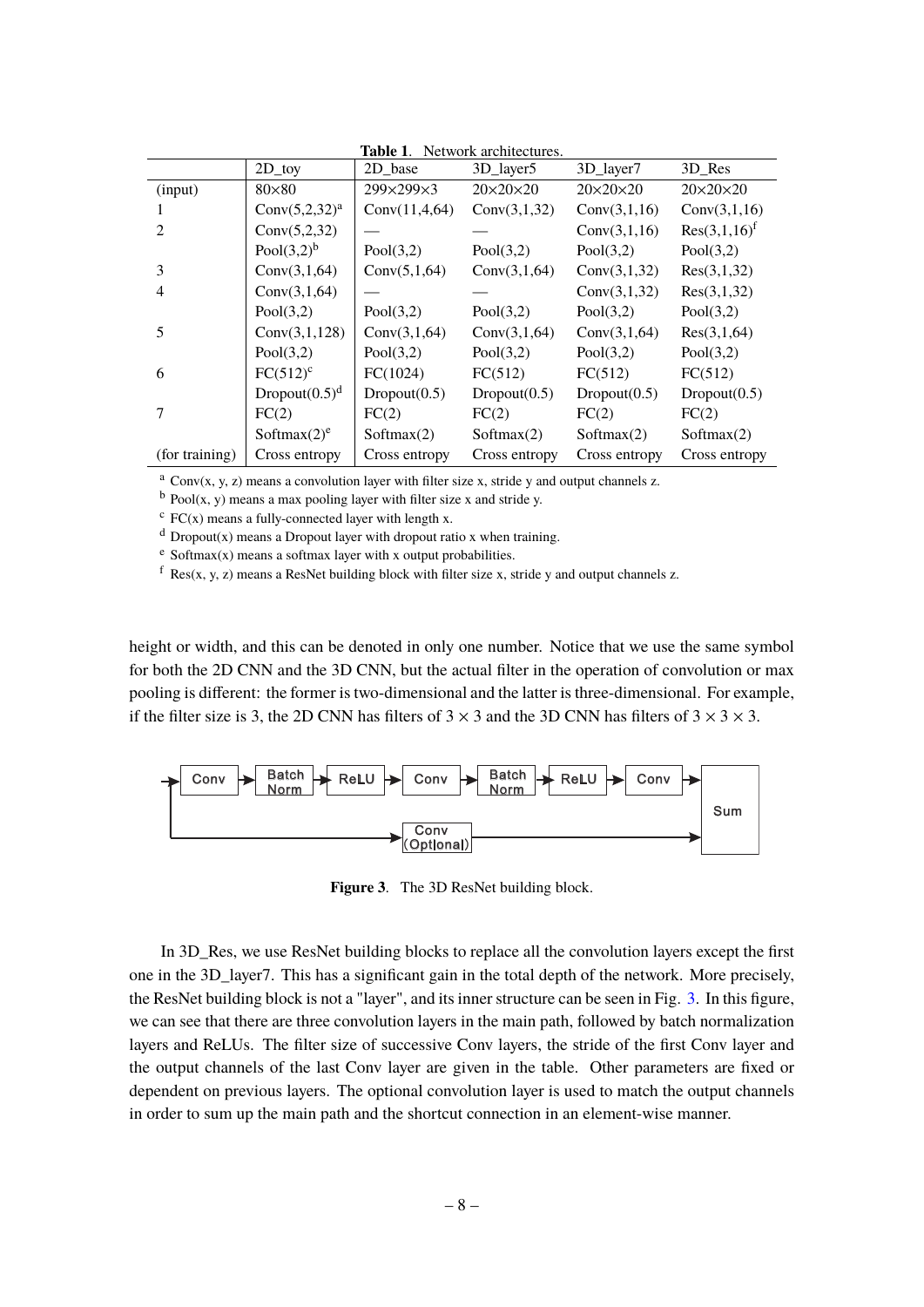**Table 1**. Network architectures.

| | 2D_toy | 2D_base | 3D_layer5 | 3D_layer7 | 3D_Res |
|---|---|---|---|---|---|
| (input) | 80×80 | 299×299×3 | 20×20×20 | 20×20×20 | 20×20×20 |
| 1 | Conv(5,2,32)[a] | Conv(11,4,64) | Conv(3,1,32) | Conv(3,1,16) | Conv(3,1,16) |
| 2 | Conv(5,2,32) | — | — | Conv(3,1,16) | Res(3,1,16)[f] |
| | Pool(3,2)[b] | Pool(3,2) | Pool(3,2) | Pool(3,2) | Pool(3,2) |
| 3 | Conv(3,1,64) | Conv(5,1,64) | Conv(3,1,64) | Conv(3,1,32) | Res(3,1,32) |
| 4 | Conv(3,1,64) | — | — | Conv(3,1,32) | Res(3,1,32) |
| | Pool(3,2) | Pool(3,2) | Pool(3,2) | Pool(3,2) | Pool(3,2) |
| 5 | Conv(3,1,128) | Conv(3,1,64) | Conv(3,1,64) | Conv(3,1,64) | Res(3,1,64) |
| | Pool(3,2) | Pool(3,2) | Pool(3,2) | Pool(3,2) | Pool(3,2) |
| 6 | FC(512)[c] | FC(1024) | FC(512) | FC(512) | FC(512) |
| | Dropout(0.5)[d] | Dropout(0.5) | Dropout(0.5) | Dropout(0.5) | Dropout(0.5) |
| 7 | FC(2) | FC(2) | FC(2) | FC(2) | FC(2) |
| | Softmax(2)[e] | Softmax(2) | Softmax(2) | Softmax(2) | Softmax(2) |
| (for training) | Cross entropy | Cross entropy | Cross entropy | Cross entropy | Cross entropy |

[a] Conv(x, y, z) means a convolution layer with filter size x, stride y and output channels z.
[b] Pool(x, y) means a max pooling layer with filter size x and stride y.
[c] FC(x) means a fully-connected layer with length x.
[d] Dropout(x) means a Dropout layer with dropout ratio x when training.
[e] Softmax(x) means a softmax layer with x output probabilities.
[f] Res(x, y, z) means a ResNet building block with filter size x, stride y and output channels z.

height or width, and this can be denoted in only one number. Notice that we use the same symbol for both the 2D CNN and the 3D CNN, but the actual filter in the operation of convolution or max pooling is different: the former is two-dimensional and the latter is three-dimensional. For example, if the filter size is 3, the 2D CNN has filters of $3 \times 3$ and the 3D CNN has filters of $3 \times 3 \times 3$.

**Figure 3**. The 3D ResNet building block.

In 3D_Res, we use ResNet building blocks to replace all the convolution layers except the first one in the 3D_layer7. This has a significant gain in the total depth of the network. More precisely, the ResNet building block is not a "layer", and its inner structure can be seen in Fig. 3. In this figure, we can see that there are three convolution layers in the main path, followed by batch normalization layers and ReLUs. The filter size of successive Conv layers, the stride of the first Conv layer and the output channels of the last Conv layer are given in the table. Other parameters are fixed or dependent on previous layers. The optional convolution layer is used to match the output channels in order to sum up the main path and the shortcut connection in an element-wise manner.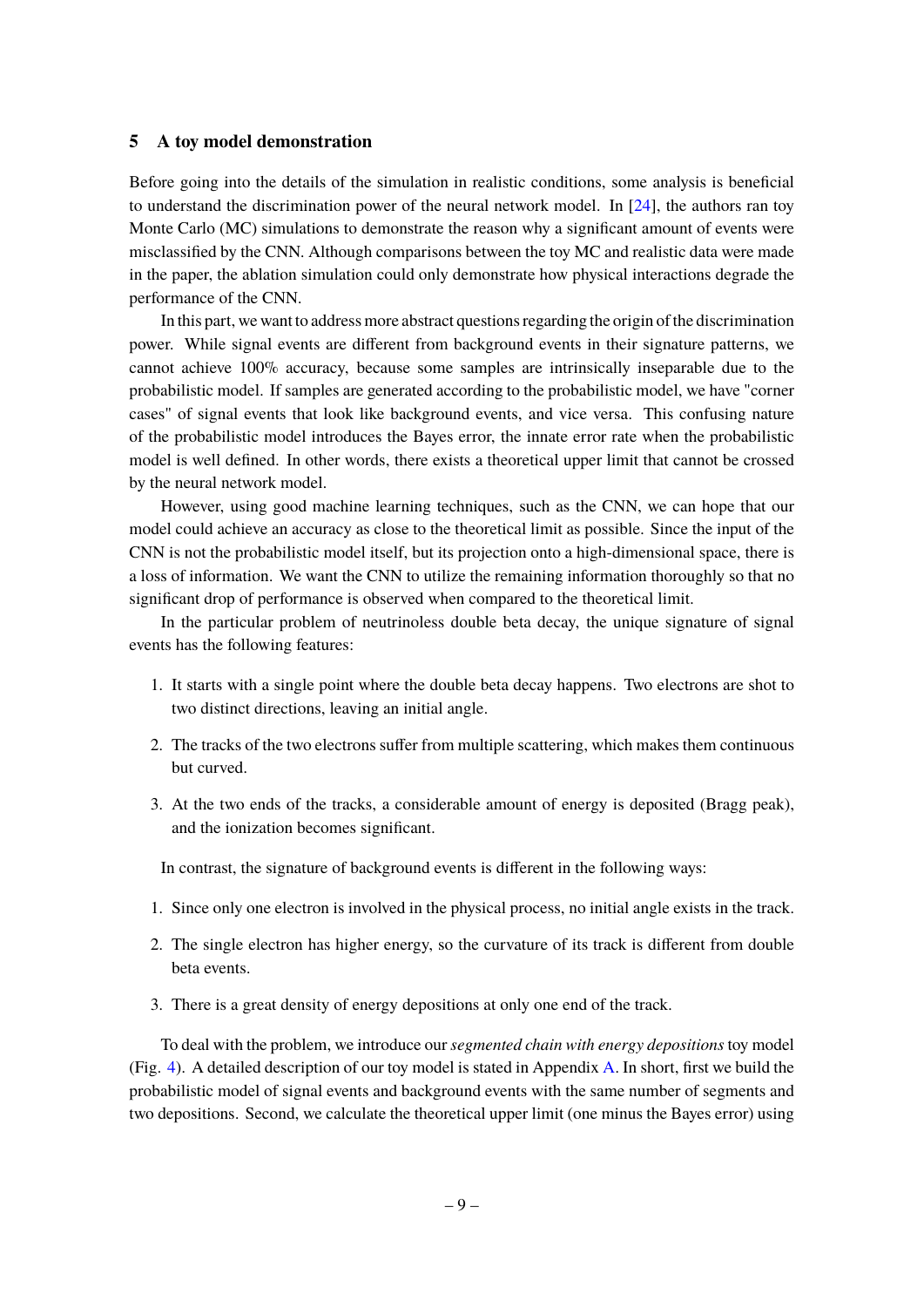## 5 A toy model demonstration

Before going into the details of the simulation in realistic conditions, some analysis is beneficial to understand the discrimination power of the neural network model. In [24], the authors ran toy Monte Carlo (MC) simulations to demonstrate the reason why a significant amount of events were misclassified by the CNN. Although comparisons between the toy MC and realistic data were made in the paper, the ablation simulation could only demonstrate how physical interactions degrade the performance of the CNN.

In this part, we want to address more abstract questions regarding the origin of the discrimination power. While signal events are different from background events in their signature patterns, we cannot achieve 100% accuracy, because some samples are intrinsically inseparable due to the probabilistic model. If samples are generated according to the probabilistic model, we have "corner cases" of signal events that look like background events, and vice versa. This confusing nature of the probabilistic model introduces the Bayes error, the innate error rate when the probabilistic model is well defined. In other words, there exists a theoretical upper limit that cannot be crossed by the neural network model.

However, using good machine learning techniques, such as the CNN, we can hope that our model could achieve an accuracy as close to the theoretical limit as possible. Since the input of the CNN is not the probabilistic model itself, but its projection onto a high-dimensional space, there is a loss of information. We want the CNN to utilize the remaining information thoroughly so that no significant drop of performance is observed when compared to the theoretical limit.

In the particular problem of neutrinoless double beta decay, the unique signature of signal events has the following features:

1. It starts with a single point where the double beta decay happens. Two electrons are shot to two distinct directions, leaving an initial angle.
2. The tracks of the two electrons suffer from multiple scattering, which makes them continuous but curved.
3. At the two ends of the tracks, a considerable amount of energy is deposited (Bragg peak), and the ionization becomes significant.

In contrast, the signature of background events is different in the following ways:

1. Since only one electron is involved in the physical process, no initial angle exists in the track.
2. The single electron has higher energy, so the curvature of its track is different from double beta events.
3. There is a great density of energy depositions at only one end of the track.

To deal with the problem, we introduce our *segmented chain with energy depositions* toy model (Fig. 4). A detailed description of our toy model is stated in Appendix A. In short, first we build the probabilistic model of signal events and background events with the same number of segments and two depositions. Second, we calculate the theoretical upper limit (one minus the Bayes error) using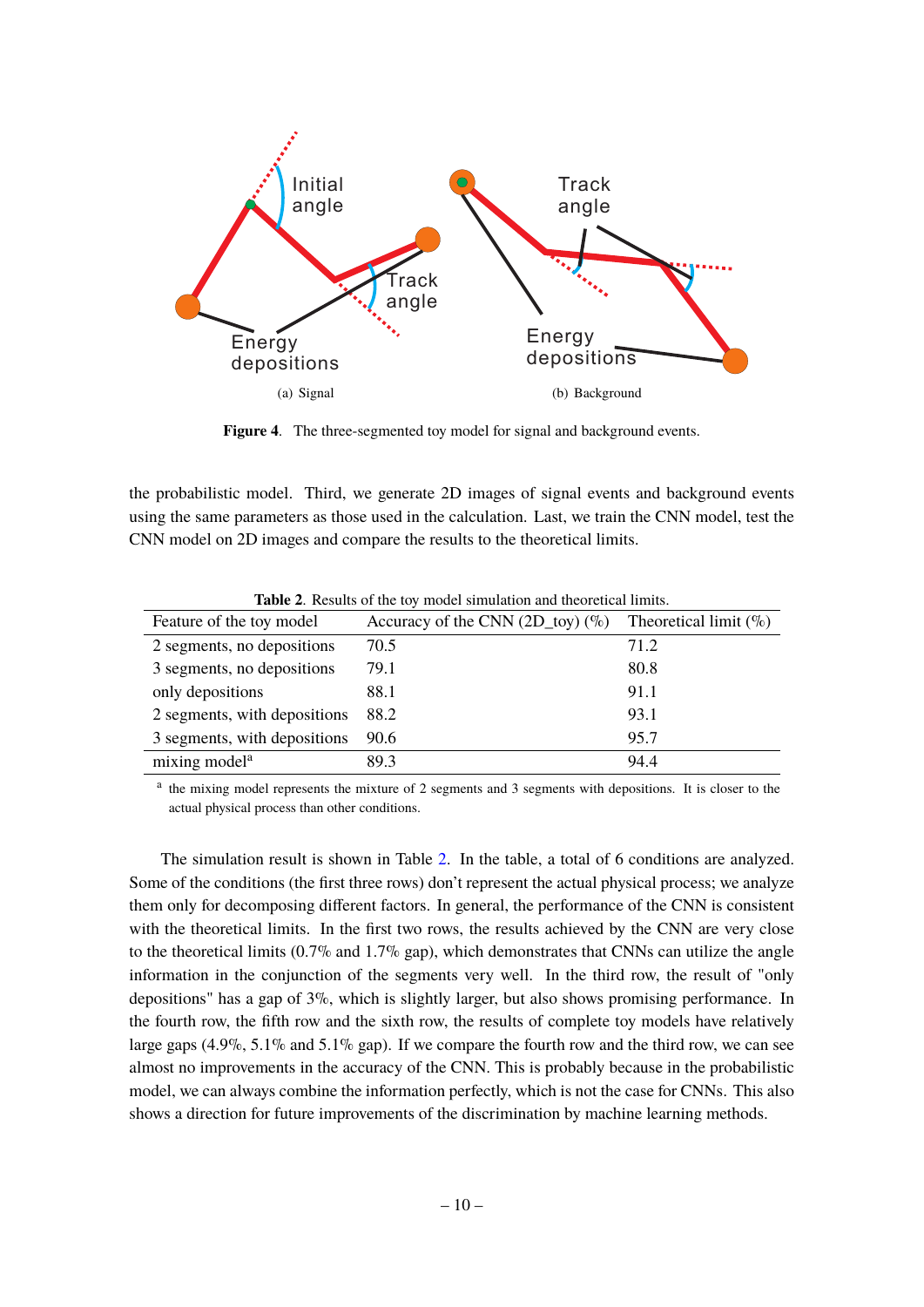(a) Signal

(b) Background

**Figure 4**. The three-segmented toy model for signal and background events.

the probabilistic model. Third, we generate 2D images of signal events and background events using the same parameters as those used in the calculation. Last, we train the CNN model, test the CNN model on 2D images and compare the results to the theoretical limits.

**Table 2**. Results of the toy model simulation and theoretical limits.

| Feature of the toy model | Accuracy of the CNN (2D_toy) (%) | Theoretical limit (%) |
|---|---|---|
| 2 segments, no depositions | 70.5 | 71.2 |
| 3 segments, no depositions | 79.1 | 80.8 |
| only depositions | 88.1 | 91.1 |
| 2 segments, with depositions | 88.2 | 93.1 |
| 3 segments, with depositions | 90.6 | 95.7 |
| mixing model[a] | 89.3 | 94.4 |

[a] the mixing model represents the mixture of 2 segments and 3 segments with depositions. It is closer to the actual physical process than other conditions.

The simulation result is shown in Table 2. In the table, a total of 6 conditions are analyzed. Some of the conditions (the first three rows) don't represent the actual physical process; we analyze them only for decomposing different factors. In general, the performance of the CNN is consistent with the theoretical limits. In the first two rows, the results achieved by the CNN are very close to the theoretical limits (0.7% and 1.7% gap), which demonstrates that CNNs can utilize the angle information in the conjunction of the segments very well. In the third row, the result of "only depositions" has a gap of 3%, which is slightly larger, but also shows promising performance. In the fourth row, the fifth row and the sixth row, the results of complete toy models have relatively large gaps (4.9%, 5.1% and 5.1% gap). If we compare the fourth row and the third row, we can see almost no improvements in the accuracy of the CNN. This is probably because in the probabilistic model, we can always combine the information perfectly, which is not the case for CNNs. This also shows a direction for future improvements of the discrimination by machine learning methods.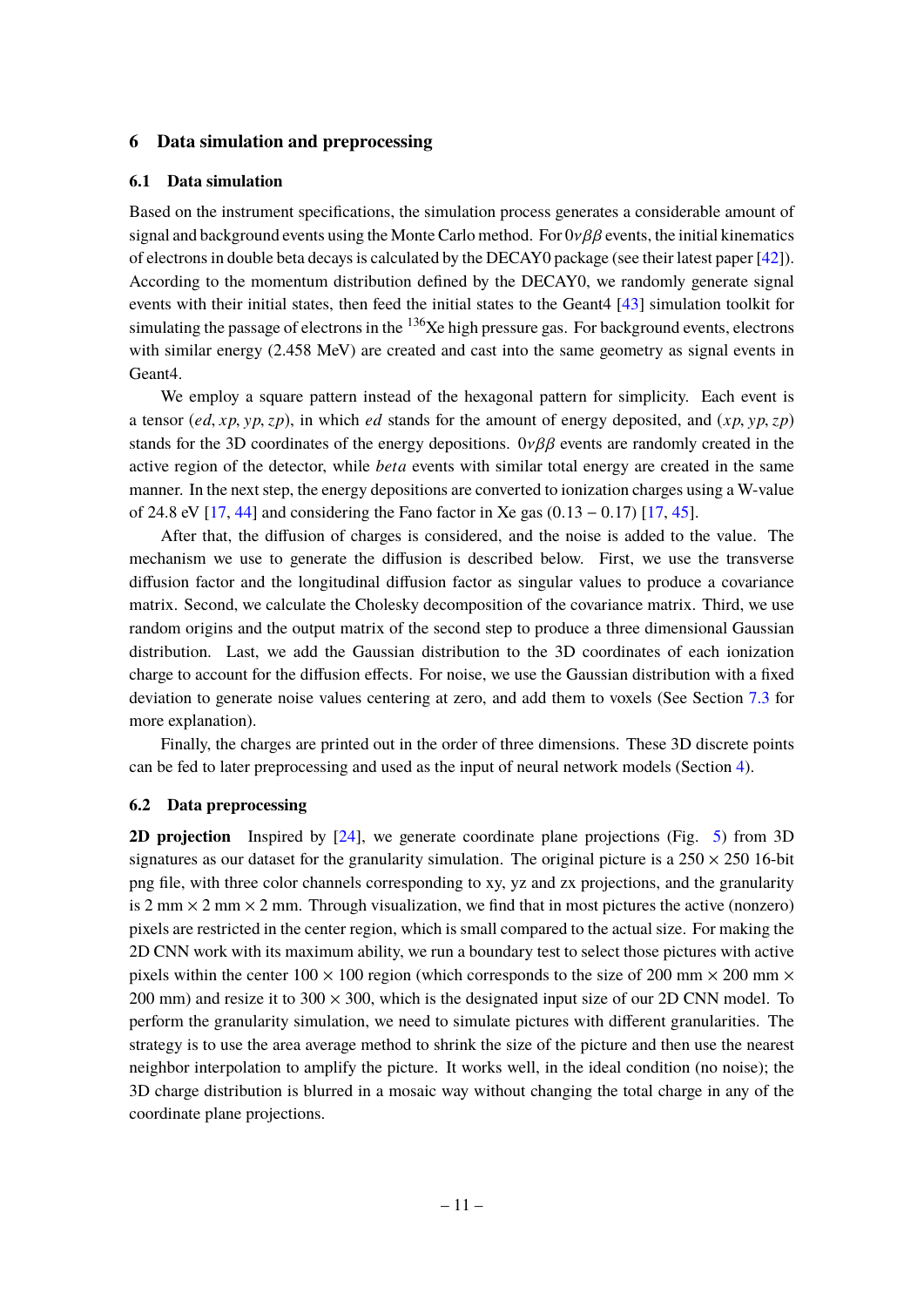## 6 Data simulation and preprocessing

### 6.1 Data simulation

Based on the instrument specifications, the simulation process generates a considerable amount of signal and background events using the Monte Carlo method. For $0\nu\beta\beta$ events, the initial kinematics of electrons in double beta decays is calculated by the DECAY0 package (see their latest paper [42]). According to the momentum distribution defined by the DECAY0, we randomly generate signal events with their initial states, then feed the initial states to the Geant4 [43] simulation toolkit for simulating the passage of electrons in the $^{136}$Xe high pressure gas. For background events, electrons with similar energy (2.458 MeV) are created and cast into the same geometry as signal events in Geant4.

We employ a square pattern instead of the hexagonal pattern for simplicity. Each event is a tensor $(ed, xp, yp, zp)$, in which $ed$ stands for the amount of energy deposited, and $(xp, yp, zp)$ stands for the 3D coordinates of the energy depositions. $0\nu\beta\beta$ events are randomly created in the active region of the detector, while *beta* events with similar total energy are created in the same manner. In the next step, the energy depositions are converted to ionization charges using a W-value of 24.8 eV [17, 44] and considering the Fano factor in Xe gas $(0.13 - 0.17)$ [17, 45].

After that, the diffusion of charges is considered, and the noise is added to the value. The mechanism we use to generate the diffusion is described below. First, we use the transverse diffusion factor and the longitudinal diffusion factor as singular values to produce a covariance matrix. Second, we calculate the Cholesky decomposition of the covariance matrix. Third, we use random origins and the output matrix of the second step to produce a three dimensional Gaussian distribution. Last, we add the Gaussian distribution to the 3D coordinates of each ionization charge to account for the diffusion effects. For noise, we use the Gaussian distribution with a fixed deviation to generate noise values centering at zero, and add them to voxels (See Section 7.3 for more explanation).

Finally, the charges are printed out in the order of three dimensions. These 3D discrete points can be fed to later preprocessing and used as the input of neural network models (Section 4).

### 6.2 Data preprocessing

**2D projection** Inspired by [24], we generate coordinate plane projections (Fig. 5) from 3D signatures as our dataset for the granularity simulation. The original picture is a $250 \times 250$ 16-bit png file, with three color channels corresponding to xy, yz and zx projections, and the granularity is $2 \text{ mm} \times 2 \text{ mm} \times 2 \text{ mm}$. Through visualization, we find that in most pictures the active (nonzero) pixels are restricted in the center region, which is small compared to the actual size. For making the 2D CNN work with its maximum ability, we run a boundary test to select those pictures with active pixels within the center $100 \times 100$ region (which corresponds to the size of $200 \text{ mm} \times 200 \text{ mm} \times 200 \text{ mm}$) and resize it to $300 \times 300$, which is the designated input size of our 2D CNN model. To perform the granularity simulation, we need to simulate pictures with different granularities. The strategy is to use the area average method to shrink the size of the picture and then use the nearest neighbor interpolation to amplify the picture. It works well, in the ideal condition (no noise); the 3D charge distribution is blurred in a mosaic way without changing the total charge in any of the coordinate plane projections.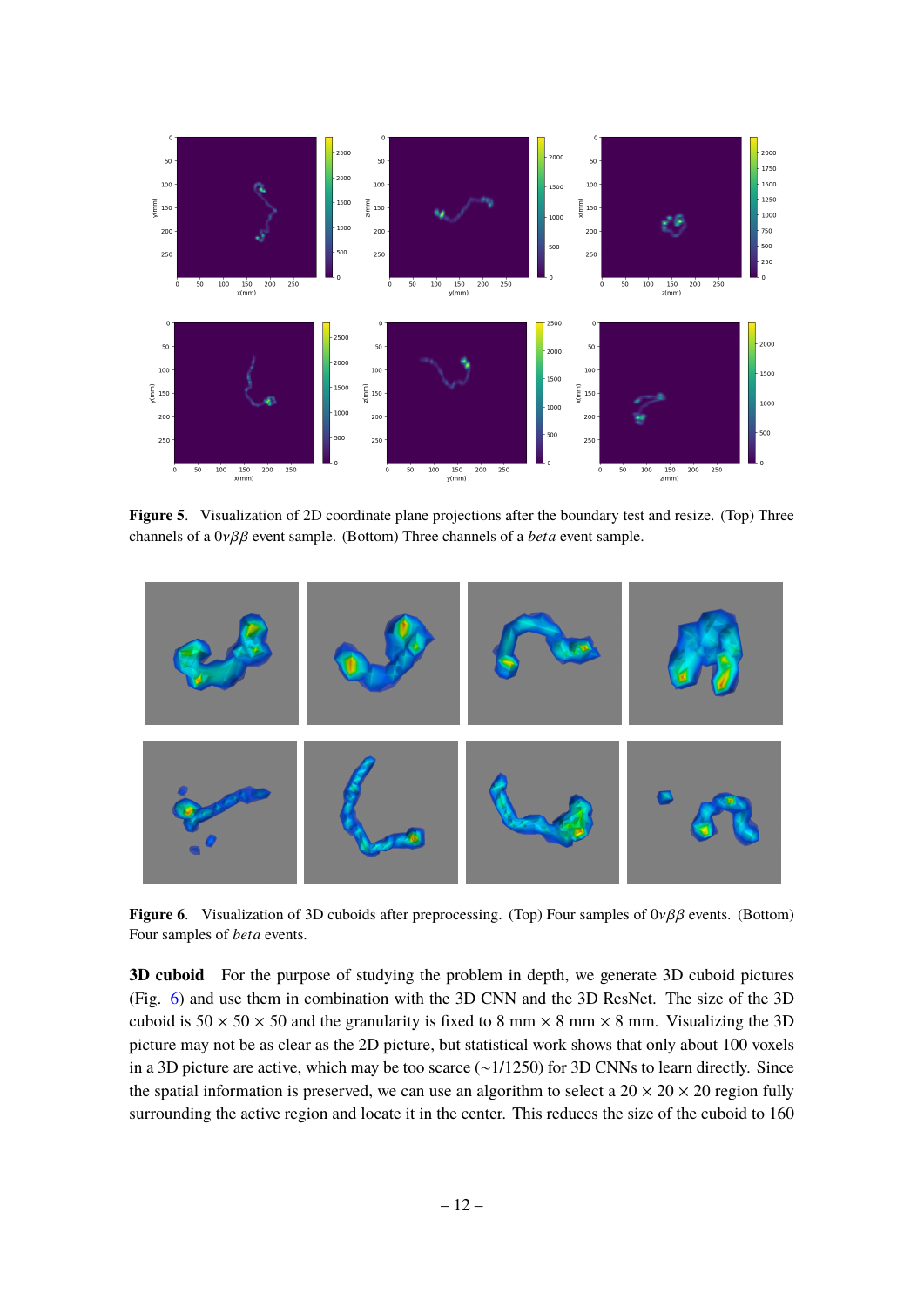**Figure 5**. Visualization of 2D coordinate plane projections after the boundary test and resize. (Top) Three channels of a $0\nu\beta\beta$ event sample. (Bottom) Three channels of a *beta* event sample.

**Figure 6**. Visualization of 3D cuboids after preprocessing. (Top) Four samples of $0\nu\beta\beta$ events. (Bottom) Four samples of *beta* events.

**3D cuboid** For the purpose of studying the problem in depth, we generate 3D cuboid pictures (Fig. 6) and use them in combination with the 3D CNN and the 3D ResNet. The size of the 3D cuboid is $50 \times 50 \times 50$ and the granularity is fixed to 8 mm $\times$ 8 mm $\times$ 8 mm. Visualizing the 3D picture may not be as clear as the 2D picture, but statistical work shows that only about 100 voxels in a 3D picture are active, which may be too scarce ($\sim$1/1250) for 3D CNNs to learn directly. Since the spatial information is preserved, we can use an algorithm to select a $20 \times 20 \times 20$ region fully surrounding the active region and locate it in the center. This reduces the size of the cuboid to 160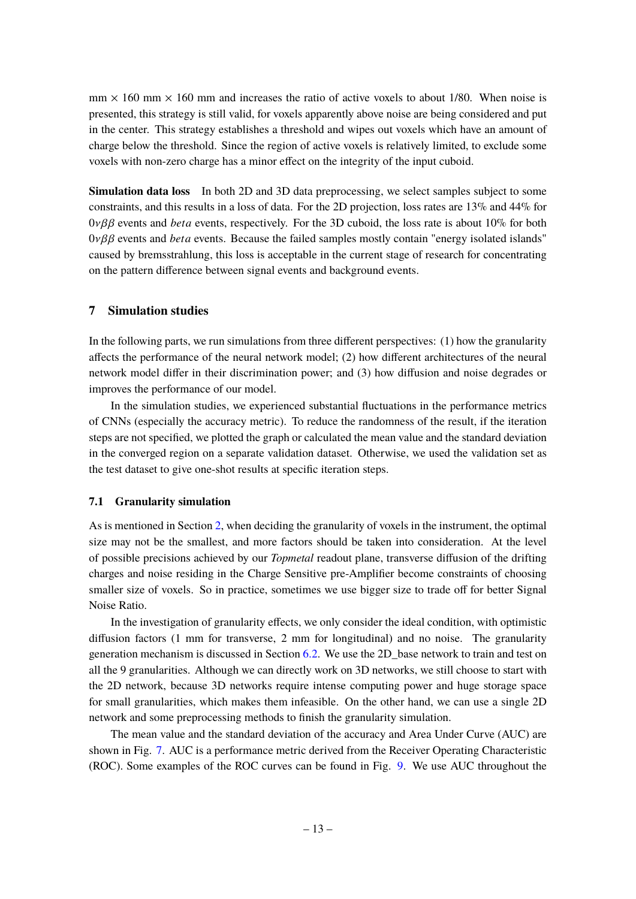mm × 160 mm × 160 mm and increases the ratio of active voxels to about 1/80. When noise is presented, this strategy is still valid, for voxels apparently above noise are being considered and put in the center. This strategy establishes a threshold and wipes out voxels which have an amount of charge below the threshold. Since the region of active voxels is relatively limited, to exclude some voxels with non-zero charge has a minor effect on the integrity of the input cuboid.

**Simulation data loss** In both 2D and 3D data preprocessing, we select samples subject to some constraints, and this results in a loss of data. For the 2D projection, loss rates are 13% and 44% for $0\nu\beta\beta$ events and *beta* events, respectively. For the 3D cuboid, the loss rate is about 10% for both $0\nu\beta\beta$ events and *beta* events. Because the failed samples mostly contain "energy isolated islands" caused by bremsstrahlung, this loss is acceptable in the current stage of research for concentrating on the pattern difference between signal events and background events.

## 7 Simulation studies

In the following parts, we run simulations from three different perspectives: (1) how the granularity affects the performance of the neural network model; (2) how different architectures of the neural network model differ in their discrimination power; and (3) how diffusion and noise degrades or improves the performance of our model.

In the simulation studies, we experienced substantial fluctuations in the performance metrics of CNNs (especially the accuracy metric). To reduce the randomness of the result, if the iteration steps are not specified, we plotted the graph or calculated the mean value and the standard deviation in the converged region on a separate validation dataset. Otherwise, we used the validation set as the test dataset to give one-shot results at specific iteration steps.

### 7.1 Granularity simulation

As is mentioned in Section 2, when deciding the granularity of voxels in the instrument, the optimal size may not be the smallest, and more factors should be taken into consideration. At the level of possible precisions achieved by our *Topmetal* readout plane, transverse diffusion of the drifting charges and noise residing in the Charge Sensitive pre-Amplifier become constraints of choosing smaller size of voxels. So in practice, sometimes we use bigger size to trade off for better Signal Noise Ratio.

In the investigation of granularity effects, we only consider the ideal condition, with optimistic diffusion factors (1 mm for transverse, 2 mm for longitudinal) and no noise. The granularity generation mechanism is discussed in Section 6.2. We use the 2D_base network to train and test on all the 9 granularities. Although we can directly work on 3D networks, we still choose to start with the 2D network, because 3D networks require intense computing power and huge storage space for small granularities, which makes them infeasible. On the other hand, we can use a single 2D network and some preprocessing methods to finish the granularity simulation.

The mean value and the standard deviation of the accuracy and Area Under Curve (AUC) are shown in Fig. 7. AUC is a performance metric derived from the Receiver Operating Characteristic (ROC). Some examples of the ROC curves can be found in Fig. 9. We use AUC throughout the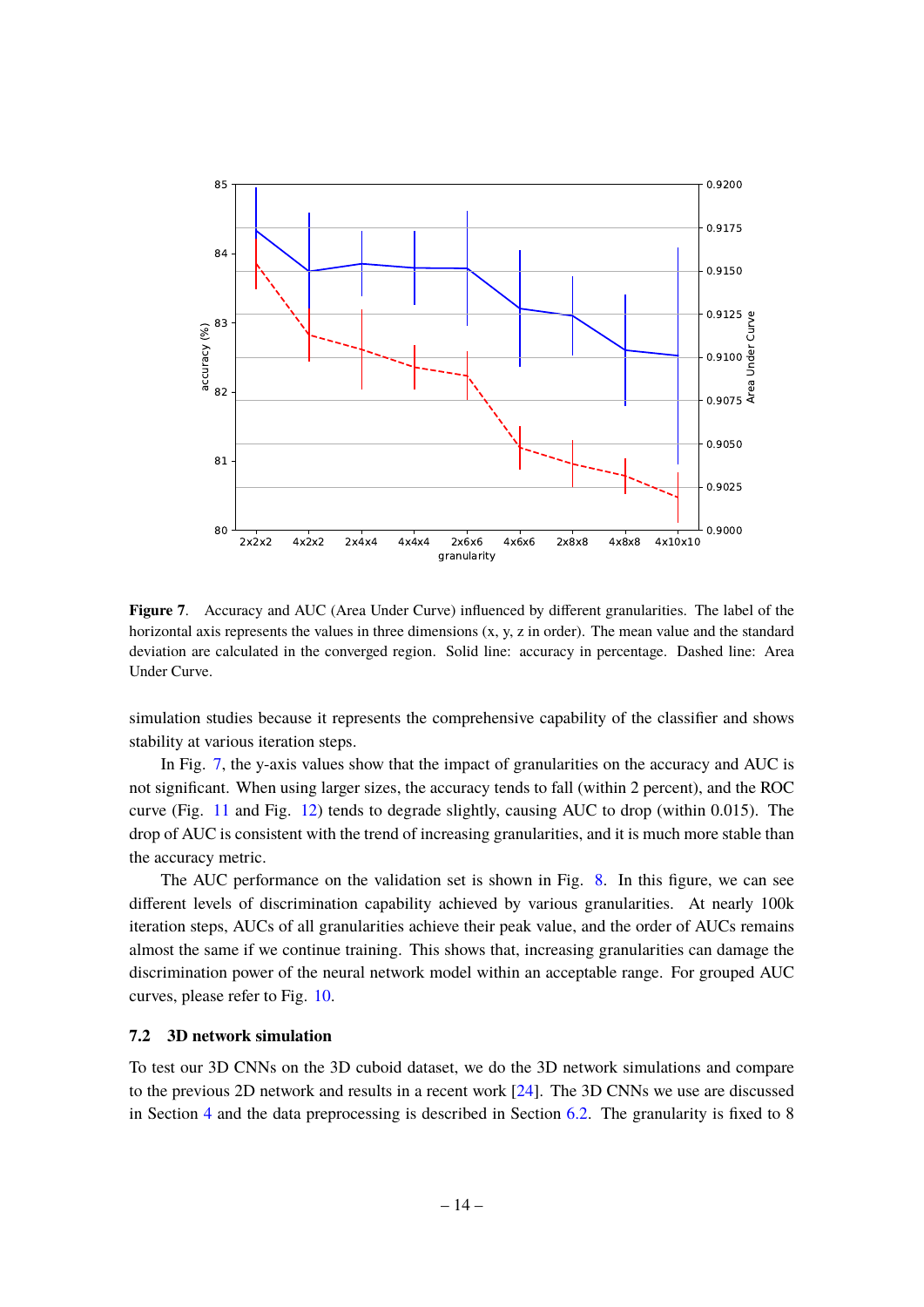**Figure 7**. Accuracy and AUC (Area Under Curve) influenced by different granularities. The label of the horizontal axis represents the values in three dimensions (x, y, z in order). The mean value and the standard deviation are calculated in the converged region. Solid line: accuracy in percentage. Dashed line: Area Under Curve.

simulation studies because it represents the comprehensive capability of the classifier and shows stability at various iteration steps.

In Fig. 7, the y-axis values show that the impact of granularities on the accuracy and AUC is not significant. When using larger sizes, the accuracy tends to fall (within 2 percent), and the ROC curve (Fig. 11 and Fig. 12) tends to degrade slightly, causing AUC to drop (within 0.015). The drop of AUC is consistent with the trend of increasing granularities, and it is much more stable than the accuracy metric.

The AUC performance on the validation set is shown in Fig. 8. In this figure, we can see different levels of discrimination capability achieved by various granularities. At nearly 100k iteration steps, AUCs of all granularities achieve their peak value, and the order of AUCs remains almost the same if we continue training. This shows that, increasing granularities can damage the discrimination power of the neural network model within an acceptable range. For grouped AUC curves, please refer to Fig. 10.

### 7.2 3D network simulation

To test our 3D CNNs on the 3D cuboid dataset, we do the 3D network simulations and compare to the previous 2D network and results in a recent work [24]. The 3D CNNs we use are discussed in Section 4 and the data preprocessing is described in Section 6.2. The granularity is fixed to 8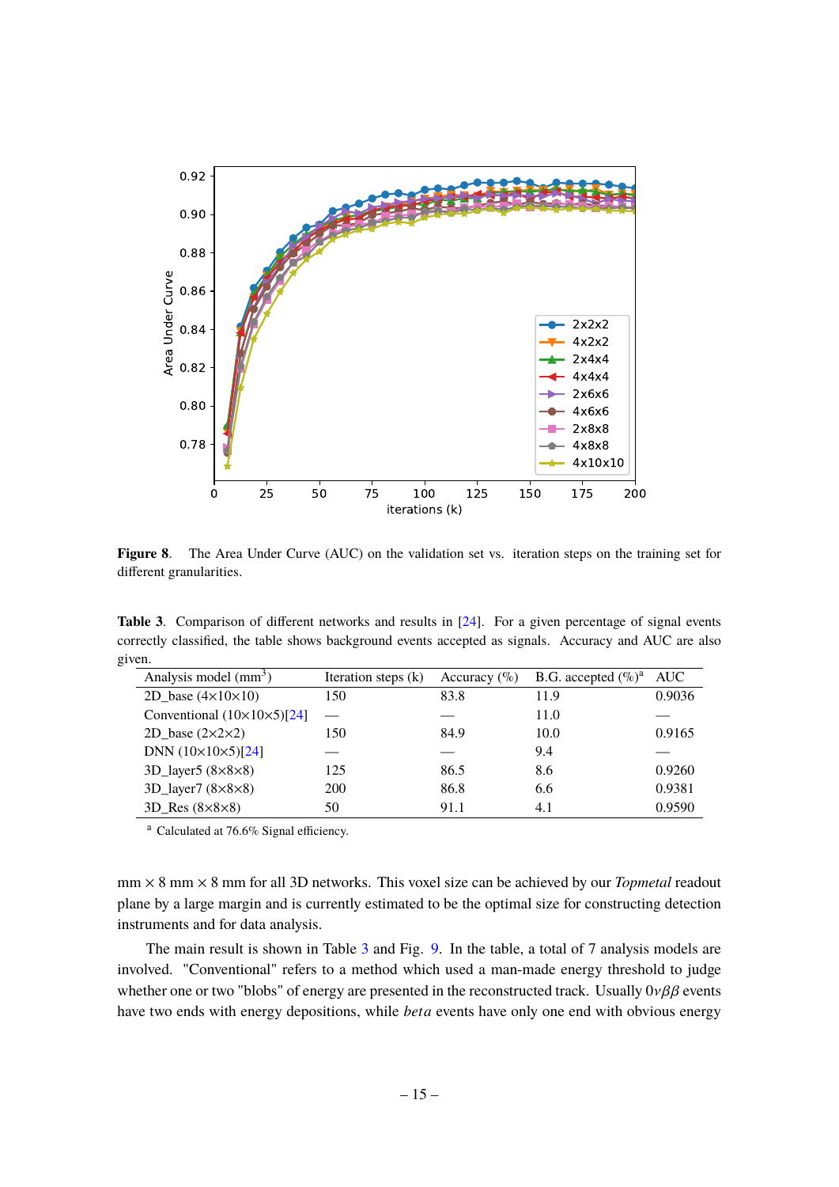**Figure 8**. The Area Under Curve (AUC) on the validation set vs. iteration steps on the training set for different granularities.

**Table 3**. Comparison of different networks and results in [24]. For a given percentage of signal events correctly classified, the table shows background events accepted as signals. Accuracy and AUC are also given.

| Analysis model ($mm^3$) | Iteration steps (k) | Accuracy (%) | B.G. accepted (%)[a] | AUC |
|---|---|---|---|---|
| 2D_base (4×10×10) | 150 | 83.8 | 11.9 | 0.9036 |
| Conventional (10×10×5)[24] | — | — | 11.0 | — |
| 2D_base (2×2×2) | 150 | 84.9 | 10.0 | 0.9165 |
| DNN (10×10×5)[24] | — | — | 9.4 | — |
| 3D_layer5 (8×8×8) | 125 | 86.5 | 8.6 | 0.9260 |
| 3D_layer7 (8×8×8) | 200 | 86.8 | 6.6 | 0.9381 |
| 3D_Res (8×8×8) | 50 | 91.1 | 4.1 | 0.9590 |

[a] Calculated at 76.6% Signal efficiency.

mm × 8 mm × 8 mm for all 3D networks. This voxel size can be achieved by our *Topmetal* readout plane by a large margin and is currently estimated to be the optimal size for constructing detection instruments and for data analysis.

The main result is shown in Table 3 and Fig. 9. In the table, a total of 7 analysis models are involved. "Conventional" refers to a method which used a man-made energy threshold to judge whether one or two "blobs" of energy are presented in the reconstructed track. Usually $0\nu\beta\beta$ events have two ends with energy depositions, while *beta* events have only one end with obvious energy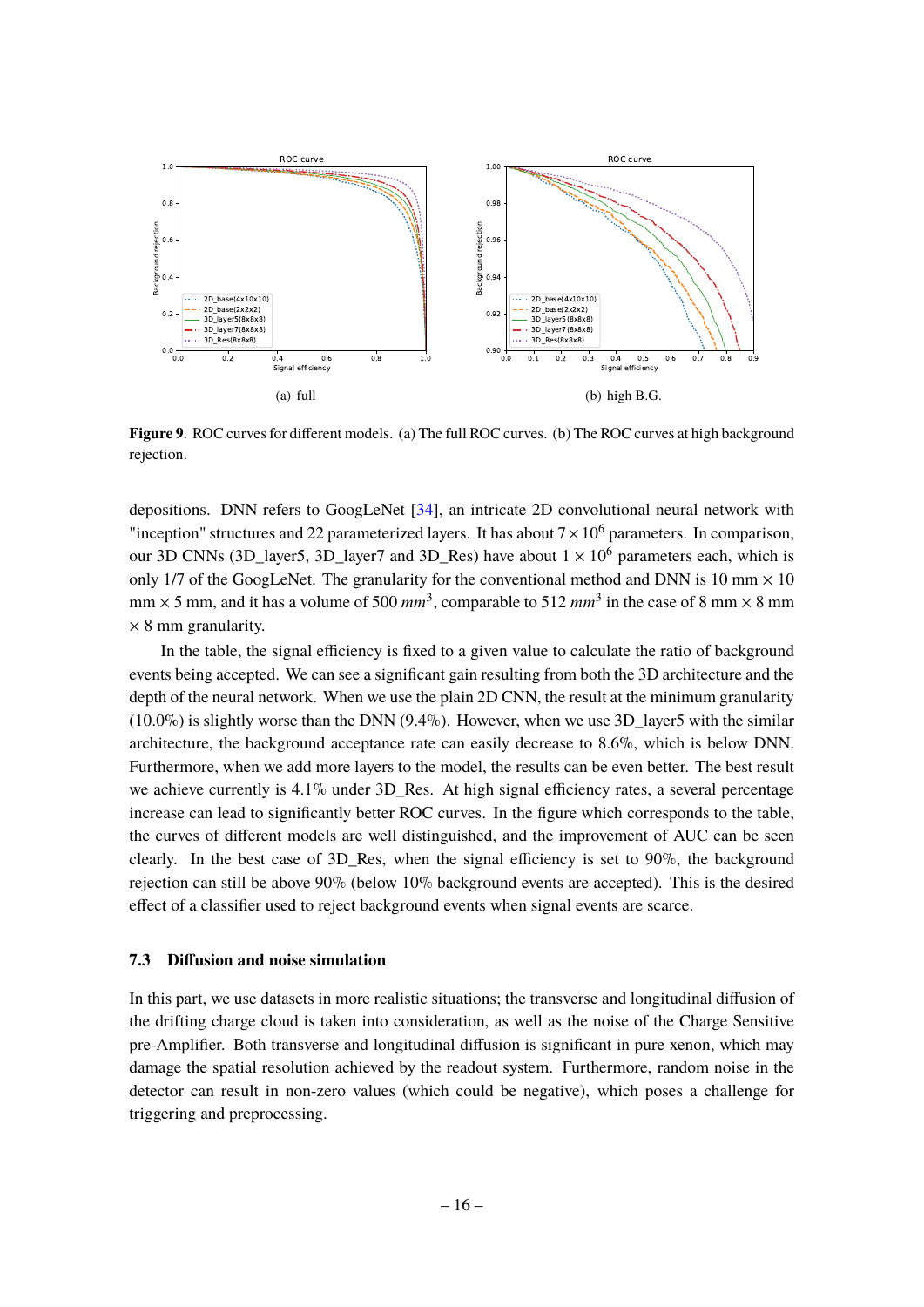(a) full

(b) high B.G.

**Figure 9**. ROC curves for different models. (a) The full ROC curves. (b) The ROC curves at high background rejection.

depositions. DNN refers to GoogLeNet [34], an intricate 2D convolutional neural network with "inception" structures and 22 parameterized layers. It has about $7 \times 10^6$ parameters. In comparison, our 3D CNNs (3D_layer5, 3D_layer7 and 3D_Res) have about $1 \times 10^6$ parameters each, which is only 1/7 of the GoogLeNet. The granularity for the conventional method and DNN is 10 mm $\times$ 10 mm $\times$ 5 mm, and it has a volume of 500 $mm^3$, comparable to 512 $mm^3$ in the case of 8 mm $\times$ 8 mm $\times$ 8 mm granularity.

In the table, the signal efficiency is fixed to a given value to calculate the ratio of background events being accepted. We can see a significant gain resulting from both the 3D architecture and the depth of the neural network. When we use the plain 2D CNN, the result at the minimum granularity (10.0%) is slightly worse than the DNN (9.4%). However, when we use 3D_layer5 with the similar architecture, the background acceptance rate can easily decrease to 8.6%, which is below DNN. Furthermore, when we add more layers to the model, the results can be even better. The best result we achieve currently is 4.1% under 3D_Res. At high signal efficiency rates, a several percentage increase can lead to significantly better ROC curves. In the figure which corresponds to the table, the curves of different models are well distinguished, and the improvement of AUC can be seen clearly. In the best case of 3D_Res, when the signal efficiency is set to 90%, the background rejection can still be above 90% (below 10% background events are accepted). This is the desired effect of a classifier used to reject background events when signal events are scarce.

### 7.3 Diffusion and noise simulation

In this part, we use datasets in more realistic situations; the transverse and longitudinal diffusion of the drifting charge cloud is taken into consideration, as well as the noise of the Charge Sensitive pre-Amplifier. Both transverse and longitudinal diffusion is significant in pure xenon, which may damage the spatial resolution achieved by the readout system. Furthermore, random noise in the detector can result in non-zero values (which could be negative), which poses a challenge for triggering and preprocessing.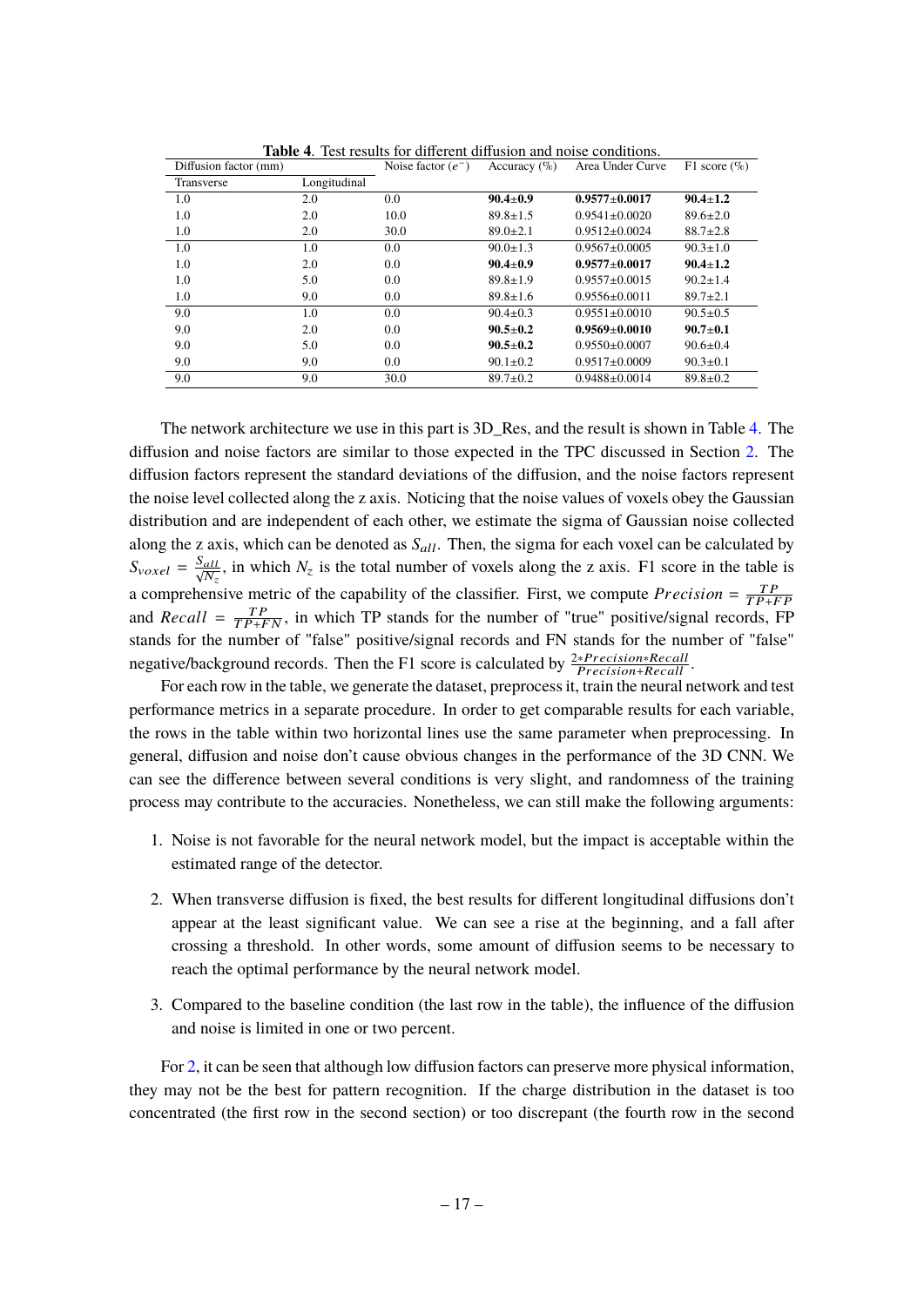**Table 4**. Test results for different diffusion and noise conditions.

| Diffusion factor (mm) | | Noise factor ($e^-$) | Accuracy (%) | Area Under Curve | F1 score (%) |
|---|---|---|---|---|---|
| Transverse | Longitudinal | | | | |
| 1.0 | 2.0 | 0.0 | **90.4±0.9** | **0.9577±0.0017** | **90.4±1.2** |
| 1.0 | 2.0 | 10.0 | 89.8±1.5 | 0.9541±0.0020 | 89.6±2.0 |
| 1.0 | 2.0 | 30.0 | 89.0±2.1 | 0.9512±0.0024 | 88.7±2.8 |
| 1.0 | 1.0 | 0.0 | 90.0±1.3 | 0.9567±0.0005 | 90.3±1.0 |
| 1.0 | 2.0 | 0.0 | **90.4±0.9** | **0.9577±0.0017** | **90.4±1.2** |
| 1.0 | 5.0 | 0.0 | 89.8±1.9 | 0.9557±0.0015 | 90.2±1.4 |
| 1.0 | 9.0 | 0.0 | 89.8±1.6 | 0.9556±0.0011 | 89.7±2.1 |
| 9.0 | 1.0 | 0.0 | 90.4±0.3 | 0.9551±0.0010 | 90.5±0.5 |
| 9.0 | 2.0 | 0.0 | **90.5±0.2** | **0.9569±0.0010** | **90.7±0.1** |
| 9.0 | 5.0 | 0.0 | **90.5±0.2** | 0.9550±0.0007 | 90.6±0.4 |
| 9.0 | 9.0 | 0.0 | 90.1±0.2 | 0.9517±0.0009 | 90.3±0.1 |
| 9.0 | 9.0 | 30.0 | 89.7±0.2 | 0.9488±0.0014 | 89.8±0.2 |

The network architecture we use in this part is 3D_Res, and the result is shown in Table 4. The diffusion and noise factors are similar to those expected in the TPC discussed in Section 2. The diffusion factors represent the standard deviations of the diffusion, and the noise factors represent the noise level collected along the z axis. Noticing that the noise values of voxels obey the Gaussian distribution and are independent of each other, we estimate the sigma of Gaussian noise collected along the z axis, which can be denoted as $S_{all}$. Then, the sigma for each voxel can be calculated by $S_{voxel} = \frac{S_{all}}{\sqrt{N_z}}$, in which $N_z$ is the total number of voxels along the z axis. F1 score in the table is a comprehensive metric of the capability of the classifier. First, we compute $Precision = \frac{TP}{TP+FP}$ and $Recall = \frac{TP}{TP+FN}$, in which TP stands for the number of "true" positive/signal records, FP stands for the number of "false" positive/signal records and FN stands for the number of "false" negative/background records. Then the F1 score is calculated by $\frac{2*Precision*Recall}{Precision+Recall}$.

For each row in the table, we generate the dataset, preprocess it, train the neural network and test performance metrics in a separate procedure. In order to get comparable results for each variable, the rows in the table within two horizontal lines use the same parameter when preprocessing. In general, diffusion and noise don't cause obvious changes in the performance of the 3D CNN. We can see the difference between several conditions is very slight, and randomness of the training process may contribute to the accuracies. Nonetheless, we can still make the following arguments:

1. Noise is not favorable for the neural network model, but the impact is acceptable within the estimated range of the detector.
2. When transverse diffusion is fixed, the best results for different longitudinal diffusions don't appear at the least significant value. We can see a rise at the beginning, and a fall after crossing a threshold. In other words, some amount of diffusion seems to be necessary to reach the optimal performance by the neural network model.
3. Compared to the baseline condition (the last row in the table), the influence of the diffusion and noise is limited in one or two percent.

For 2, it can be seen that although low diffusion factors can preserve more physical information, they may not be the best for pattern recognition. If the charge distribution in the dataset is too concentrated (the first row in the second section) or too discrepant (the fourth row in the second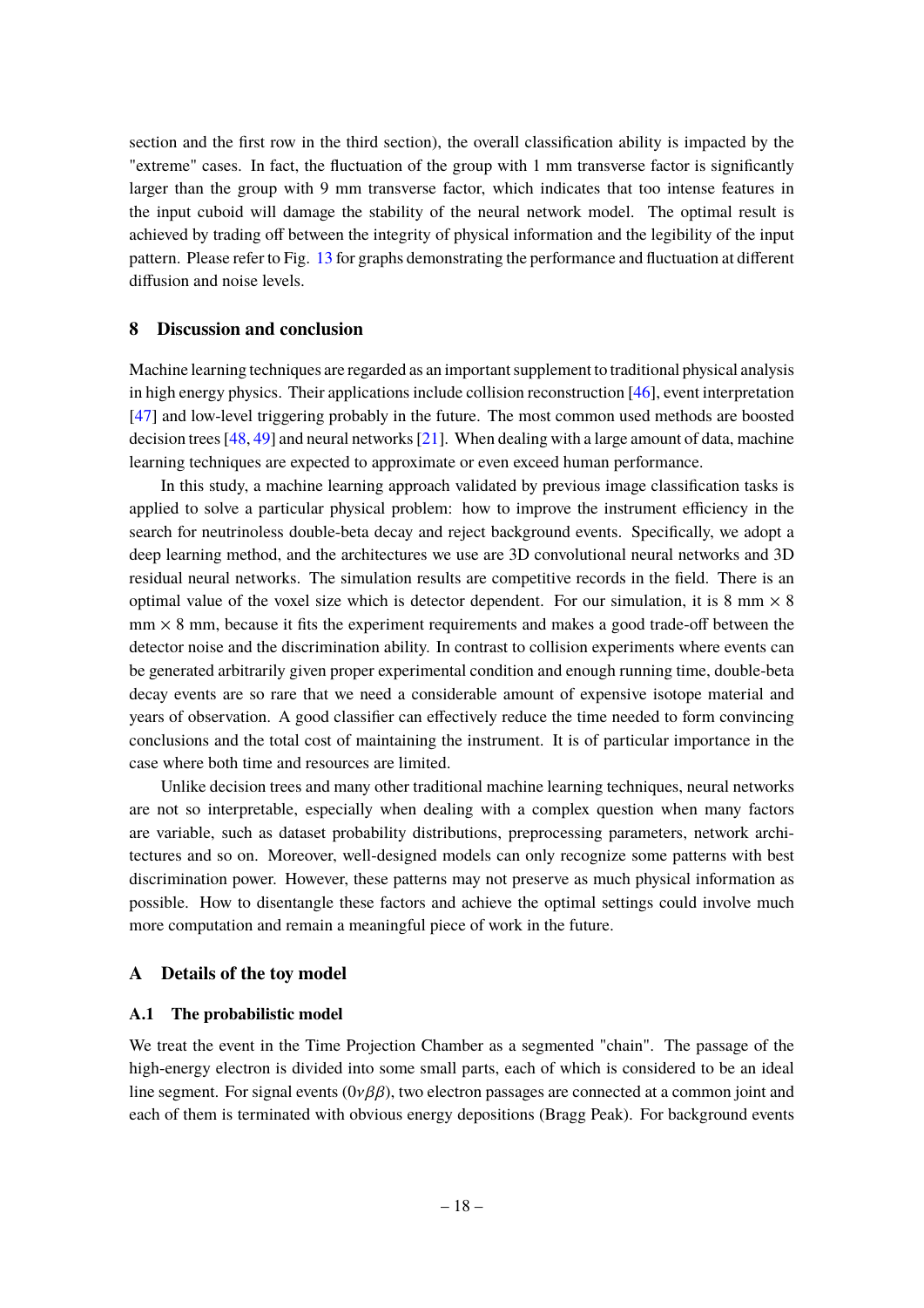section and the first row in the third section), the overall classification ability is impacted by the "extreme" cases. In fact, the fluctuation of the group with 1 mm transverse factor is significantly larger than the group with 9 mm transverse factor, which indicates that too intense features in the input cuboid will damage the stability of the neural network model. The optimal result is achieved by trading off between the integrity of physical information and the legibility of the input pattern. Please refer to Fig. 13 for graphs demonstrating the performance and fluctuation at different diffusion and noise levels.

## 8 Discussion and conclusion

Machine learning techniques are regarded as an important supplement to traditional physical analysis in high energy physics. Their applications include collision reconstruction [46], event interpretation [47] and low-level triggering probably in the future. The most common used methods are boosted decision trees [48, 49] and neural networks [21]. When dealing with a large amount of data, machine learning techniques are expected to approximate or even exceed human performance.

In this study, a machine learning approach validated by previous image classification tasks is applied to solve a particular physical problem: how to improve the instrument efficiency in the search for neutrinoless double-beta decay and reject background events. Specifically, we adopt a deep learning method, and the architectures we use are 3D convolutional neural networks and 3D residual neural networks. The simulation results are competitive records in the field. There is an optimal value of the voxel size which is detector dependent. For our simulation, it is 8 mm $\times$ 8 mm $\times$ 8 mm, because it fits the experiment requirements and makes a good trade-off between the detector noise and the discrimination ability. In contrast to collision experiments where events can be generated arbitrarily given proper experimental condition and enough running time, double-beta decay events are so rare that we need a considerable amount of expensive isotope material and years of observation. A good classifier can effectively reduce the time needed to form convincing conclusions and the total cost of maintaining the instrument. It is of particular importance in the case where both time and resources are limited.

Unlike decision trees and many other traditional machine learning techniques, neural networks are not so interpretable, especially when dealing with a complex question when many factors are variable, such as dataset probability distributions, preprocessing parameters, network architectures and so on. Moreover, well-designed models can only recognize some patterns with best discrimination power. However, these patterns may not preserve as much physical information as possible. How to disentangle these factors and achieve the optimal settings could involve much more computation and remain a meaningful piece of work in the future.

## A Details of the toy model

### A.1 The probabilistic model

We treat the event in the Time Projection Chamber as a segmented "chain". The passage of the high-energy electron is divided into some small parts, each of which is considered to be an ideal line segment. For signal events ($0\nu\beta\beta$), two electron passages are connected at a common joint and each of them is terminated with obvious energy depositions (Bragg Peak). For background events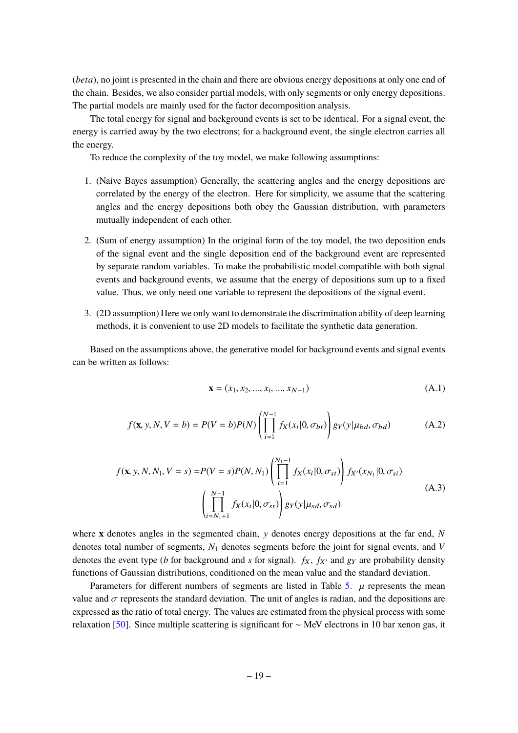($beta$), no joint is presented in the chain and there are obvious energy depositions at only one end of the chain. Besides, we also consider partial models, with only segments or only energy depositions. The partial models are mainly used for the factor decomposition analysis.

The total energy for signal and background events is set to be identical. For a signal event, the energy is carried away by the two electrons; for a background event, the single electron carries all the energy.

To reduce the complexity of the toy model, we make following assumptions:

1. (Naive Bayes assumption) Generally, the scattering angles and the energy depositions are correlated by the energy of the electron. Here for simplicity, we assume that the scattering angles and the energy depositions both obey the Gaussian distribution, with parameters mutually independent of each other.

2. (Sum of energy assumption) In the original form of the toy model, the two deposition ends of the signal event and the single deposition end of the background event are represented by separate random variables. To make the probabilistic model compatible with both signal events and background events, we assume that the energy of depositions sum up to a fixed value. Thus, we only need one variable to represent the depositions of the signal event.

3. (2D assumption) Here we only want to demonstrate the discrimination ability of deep learning methods, it is convenient to use 2D models to facilitate the synthetic data generation.

Based on the assumptions above, the generative model for background events and signal events can be written as follows:

$$\mathbf{x} = (x_1, x_2, ..., x_i, ..., x_{N-1}) \tag{A.1}$$

$$f(\mathbf{x}, y, N, V = b) = P(V = b)P(N)\left(\prod_{i=1}^{N-1} f_X(x_i|0, \sigma_{bt})\right) g_Y(y|\mu_{bd}, \sigma_{bd}) \tag{A.2}$$

$$\begin{aligned} f(\mathbf{x}, y, N, N_1, V = s) = &P(V = s)P(N, N_1)\left(\prod_{i=1}^{N_1-1} f_X(x_i|0, \sigma_{st})\right) f_{X'}(x_{N_1}|0, \sigma_{si}) \\ &\left(\prod_{i=N_1+1}^{N-1} f_X(x_i|0, \sigma_{st})\right) g_Y(y|\mu_{sd}, \sigma_{sd}) \end{aligned} \tag{A.3}$$

where $\mathbf{x}$ denotes angles in the segmented chain, $y$ denotes energy depositions at the far end, $N$ denotes total number of segments, $N_1$ denotes segments before the joint for signal events, and $V$ denotes the event type ($b$ for background and $s$ for signal). $f_X$, $f_{X'}$ and $g_Y$ are probability density functions of Gaussian distributions, conditioned on the mean value and the standard deviation.

Parameters for different numbers of segments are listed in Table 5. $\mu$ represents the mean value and $\sigma$ represents the standard deviation. The unit of angles is radian, and the depositions are expressed as the ratio of total energy. The values are estimated from the physical process with some relaxation [50]. Since multiple scattering is significant for ~ MeV electrons in 10 bar xenon gas, it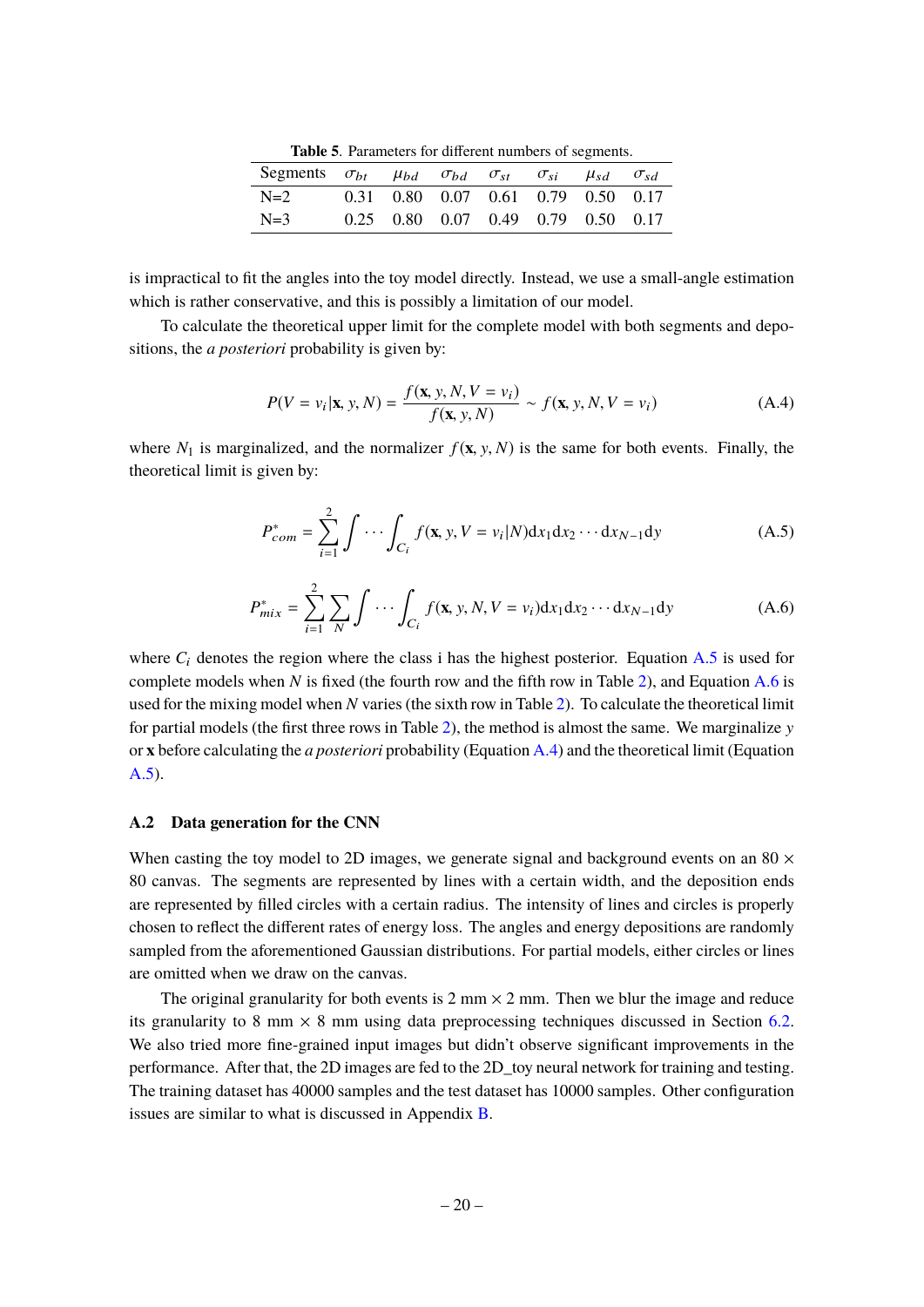**Table 5**. Parameters for different numbers of segments.

| Segments | $\sigma_{bt}$ | $\mu_{bd}$ | $\sigma_{bd}$ | $\sigma_{st}$ | $\sigma_{si}$ | $\mu_{sd}$ | $\sigma_{sd}$ |
|---|---|---|---|---|---|---|---|
| N=2 | 0.31 | 0.80 | 0.07 | 0.61 | 0.79 | 0.50 | 0.17 |
| N=3 | 0.25 | 0.80 | 0.07 | 0.49 | 0.79 | 0.50 | 0.17 |

is impractical to fit the angles into the toy model directly. Instead, we use a small-angle estimation which is rather conservative, and this is possibly a limitation of our model.

To calculate the theoretical upper limit for the complete model with both segments and depositions, the *a posteriori* probability is given by:

$$P(V = v_i|\mathbf{x}, y, N) = \frac{f(\mathbf{x}, y, N, V = v_i)}{f(\mathbf{x}, y, N)} \sim f(\mathbf{x}, y, N, V = v_i) \tag{A.4}$$

where $N_1$ is marginalized, and the normalizer $f(\mathbf{x}, y, N)$ is the same for both events. Finally, the theoretical limit is given by:

$$P^*_{com} = \sum_{i=1}^{2} \int \cdots \int_{C_i} f(\mathbf{x}, y, V = v_i|N)\mathrm{d}x_1\mathrm{d}x_2 \cdots \mathrm{d}x_{N-1}\mathrm{d}y \tag{A.5}$$

$$P^*_{mix} = \sum_{i=1}^{2} \sum_{N} \int \cdots \int_{C_i} f(\mathbf{x}, y, N, V = v_i)\mathrm{d}x_1\mathrm{d}x_2 \cdots \mathrm{d}x_{N-1}\mathrm{d}y \tag{A.6}$$

where $C_i$ denotes the region where the class i has the highest posterior. Equation A.5 is used for complete models when $N$ is fixed (the fourth row and the fifth row in Table 2), and Equation A.6 is used for the mixing model when $N$ varies (the sixth row in Table 2). To calculate the theoretical limit for partial models (the first three rows in Table 2), the method is almost the same. We marginalize $y$ or $\mathbf{x}$ before calculating the *a posteriori* probability (Equation A.4) and the theoretical limit (Equation A.5).

### A.2 Data generation for the CNN

When casting the toy model to 2D images, we generate signal and background events on an $80 \times 80$ canvas. The segments are represented by lines with a certain width, and the deposition ends are represented by filled circles with a certain radius. The intensity of lines and circles is properly chosen to reflect the different rates of energy loss. The angles and energy depositions are randomly sampled from the aforementioned Gaussian distributions. For partial models, either circles or lines are omitted when we draw on the canvas.

The original granularity for both events is 2 mm $\times$ 2 mm. Then we blur the image and reduce its granularity to 8 mm $\times$ 8 mm using data preprocessing techniques discussed in Section 6.2. We also tried more fine-grained input images but didn't observe significant improvements in the performance. After that, the 2D images are fed to the 2D_toy neural network for training and testing. The training dataset has 40000 samples and the test dataset has 10000 samples. Other configuration issues are similar to what is discussed in Appendix B.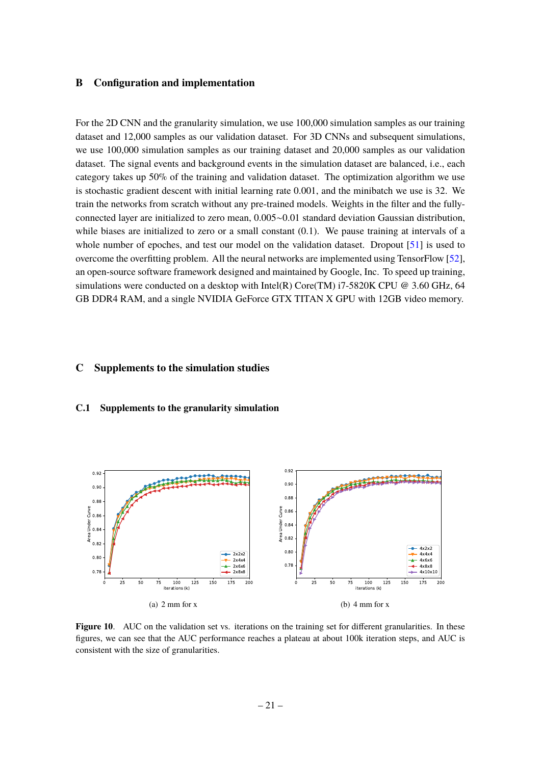## B Configuration and implementation

For the 2D CNN and the granularity simulation, we use 100,000 simulation samples as our training dataset and 12,000 samples as our validation dataset. For 3D CNNs and subsequent simulations, we use 100,000 simulation samples as our training dataset and 20,000 samples as our validation dataset. The signal events and background events in the simulation dataset are balanced, i.e., each category takes up 50% of the training and validation dataset. The optimization algorithm we use is stochastic gradient descent with initial learning rate 0.001, and the minibatch we use is 32. We train the networks from scratch without any pre-trained models. Weights in the filter and the fully-connected layer are initialized to zero mean, 0.005~0.01 standard deviation Gaussian distribution, while biases are initialized to zero or a small constant (0.1). We pause training at intervals of a whole number of epoches, and test our model on the validation dataset. Dropout [51] is used to overcome the overfitting problem. All the neural networks are implemented using TensorFlow [52], an open-source software framework designed and maintained by Google, Inc. To speed up training, simulations were conducted on a desktop with Intel(R) Core(TM) i7-5820K CPU @ 3.60 GHz, 64 GB DDR4 RAM, and a single NVIDIA GeForce GTX TITAN X GPU with 12GB video memory.

## C Supplements to the simulation studies

### C.1 Supplements to the granularity simulation

(a) 2 mm for x

(b) 4 mm for x

**Figure 10**. AUC on the validation set vs. iterations on the training set for different granularities. In these figures, we can see that the AUC performance reaches a plateau at about 100k iteration steps, and AUC is consistent with the size of granularities.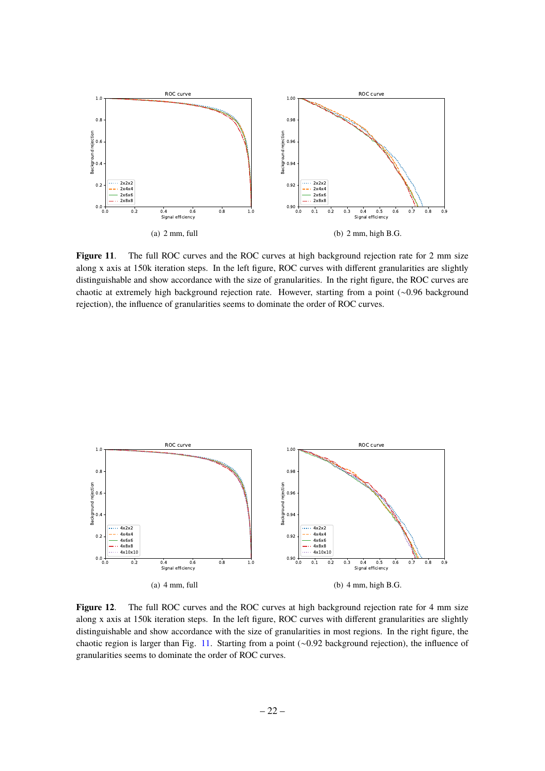(a) 2 mm, full

(b) 2 mm, high B.G.

**Figure 11**. The full ROC curves and the ROC curves at high background rejection rate for 2 mm size along x axis at 150k iteration steps. In the left figure, ROC curves with different granularities are slightly distinguishable and show accordance with the size of granularities. In the right figure, the ROC curves are chaotic at extremely high background rejection rate. However, starting from a point (~0.96 background rejection), the influence of granularities seems to dominate the order of ROC curves.

(a) 4 mm, full

(b) 4 mm, high B.G.

**Figure 12**. The full ROC curves and the ROC curves at high background rejection rate for 4 mm size along x axis at 150k iteration steps. In the left figure, ROC curves with different granularities are slightly distinguishable and show accordance with the size of granularities in most regions. In the right figure, the chaotic region is larger than Fig. 11. Starting from a point (~0.92 background rejection), the influence of granularities seems to dominate the order of ROC curves.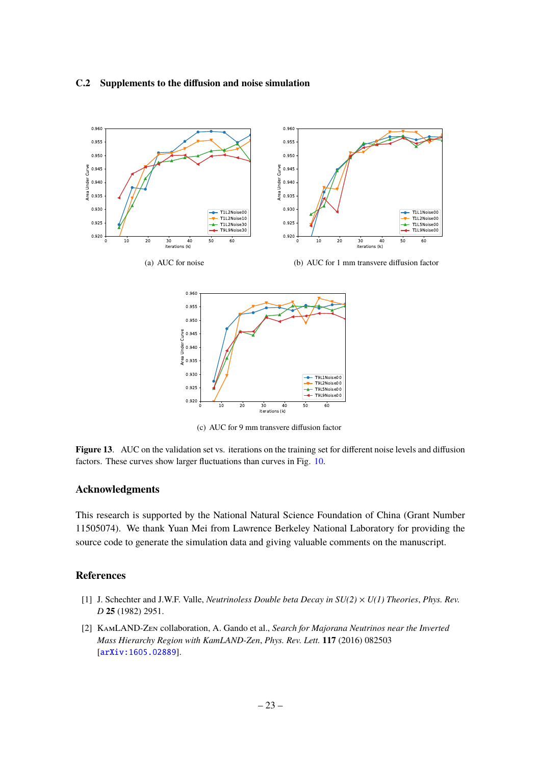### C.2 Supplements to the diffusion and noise simulation

(a) AUC for noise

(b) AUC for 1 mm transvere diffusion factor

(c) AUC for 9 mm transvere diffusion factor

**Figure 13**. AUC on the validation set vs. iterations on the training set for different noise levels and diffusion factors. These curves show larger fluctuations than curves in Fig. 10.

## Acknowledgments

This research is supported by the National Natural Science Foundation of China (Grant Number 11505074). We thank Yuan Mei from Lawrence Berkeley National Laboratory for providing the source code to generate the simulation data and giving valuable comments on the manuscript.

## References

[1] J. Schechter and J.W.F. Valle, *Neutrinoless Double beta Decay in SU(2) × U(1) Theories*, *Phys. Rev. D* **25** (1982) 2951.

[2] KamLAND-Zen collaboration, A. Gando et al., *Search for Majorana Neutrinos near the Inverted Mass Hierarchy Region with KamLAND-Zen*, *Phys. Rev. Lett.* **117** (2016) 082503 [arXiv:1605.02889].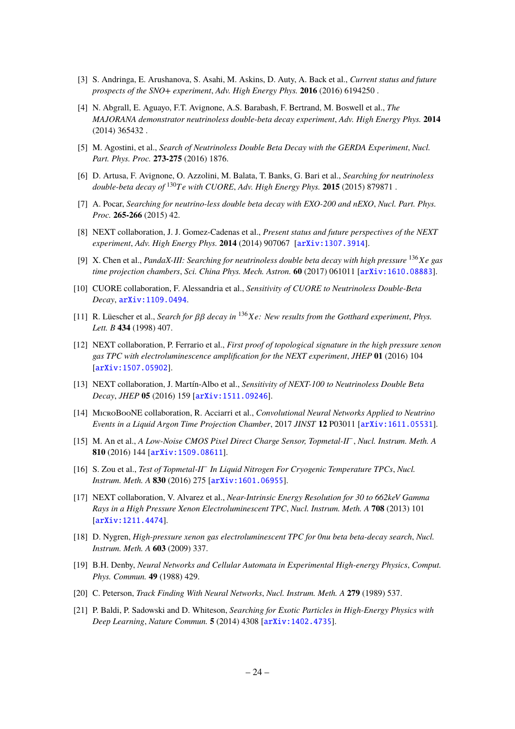[3] S. Andringa, E. Arushanova, S. Asahi, M. Askins, D. Auty, A. Back et al., *Current status and future prospects of the SNO+ experiment*, *Adv. High Energy Phys.* **2016** (2016) 6194250 .

[4] N. Abgrall, E. Aguayo, F.T. Avignone, A.S. Barabash, F. Bertrand, M. Boswell et al., *The MAJORANA demonstrator neutrinoless double-beta decay experiment*, *Adv. High Energy Phys.* **2014** (2014) 365432 .

[5] M. Agostini, et al., *Search of Neutrinoless Double Beta Decay with the GERDA Experiment*, *Nucl. Part. Phys. Proc.* **273-275** (2016) 1876.

[6] D. Artusa, F. Avignone, O. Azzolini, M. Balata, T. Banks, G. Bari et al., *Searching for neutrinoless double-beta decay of $^{130}Te$ with CUORE*, *Adv. High Energy Phys.* **2015** (2015) 879871 .

[7] A. Pocar, *Searching for neutrino-less double beta decay with EXO-200 and nEXO*, *Nucl. Part. Phys. Proc.* **265-266** (2015) 42.

[8] NEXT collaboration, J. J. Gomez-Cadenas et al., *Present status and future perspectives of the NEXT experiment*, *Adv. High Energy Phys.* **2014** (2014) 907067 [arXiv:1307.3914].

[9] X. Chen et al., *PandaX-III: Searching for neutrinoless double beta decay with high pressure $^{136}Xe$ gas time projection chambers*, *Sci. China Phys. Mech. Astron.* **60** (2017) 061011 [arXiv:1610.08883].

[10] CUORE collaboration, F. Alessandria et al., *Sensitivity of CUORE to Neutrinoless Double-Beta Decay*, arXiv:1109.0494.

[11] R. Lüescher et al., *Search for $\beta\beta$ decay in $^{136}Xe$: New results from the Gotthard experiment*, *Phys. Lett. B* **434** (1998) 407.

[12] NEXT collaboration, P. Ferrario et al., *First proof of topological signature in the high pressure xenon gas TPC with electroluminescence amplification for the NEXT experiment*, *JHEP* **01** (2016) 104 [arXiv:1507.05902].

[13] NEXT collaboration, J. Martín-Albo et al., *Sensitivity of NEXT-100 to Neutrinoless Double Beta Decay*, *JHEP* **05** (2016) 159 [arXiv:1511.09246].

[14] MicroBooNE collaboration, R. Acciarri et al., *Convolutional Neural Networks Applied to Neutrino Events in a Liquid Argon Time Projection Chamber*, 2017 *JINST* **12** P03011 [arXiv:1611.05531].

[15] M. An et al., *A Low-Noise CMOS Pixel Direct Charge Sensor, Topmetal-II$^-$*, *Nucl. Instrum. Meth. A* **810** (2016) 144 [arXiv:1509.08611].

[16] S. Zou et al., *Test of Topmetal-II$^-$ In Liquid Nitrogen For Cryogenic Temperature TPCs*, *Nucl. Instrum. Meth. A* **830** (2016) 275 [arXiv:1601.06955].

[17] NEXT collaboration, V. Alvarez et al., *Near-Intrinsic Energy Resolution for 30 to 662keV Gamma Rays in a High Pressure Xenon Electroluminescent TPC*, *Nucl. Instrum. Meth. A* **708** (2013) 101 [arXiv:1211.4474].

[18] D. Nygren, *High-pressure xenon gas electroluminescent TPC for 0nu beta beta-decay search*, *Nucl. Instrum. Meth. A* **603** (2009) 337.

[19] B.H. Denby, *Neural Networks and Cellular Automata in Experimental High-energy Physics*, *Comput. Phys. Commun.* **49** (1988) 429.

[20] C. Peterson, *Track Finding With Neural Networks*, *Nucl. Instrum. Meth. A* **279** (1989) 537.

[21] P. Baldi, P. Sadowski and D. Whiteson, *Searching for Exotic Particles in High-Energy Physics with Deep Learning*, *Nature Commun.* **5** (2014) 4308 [arXiv:1402.4735].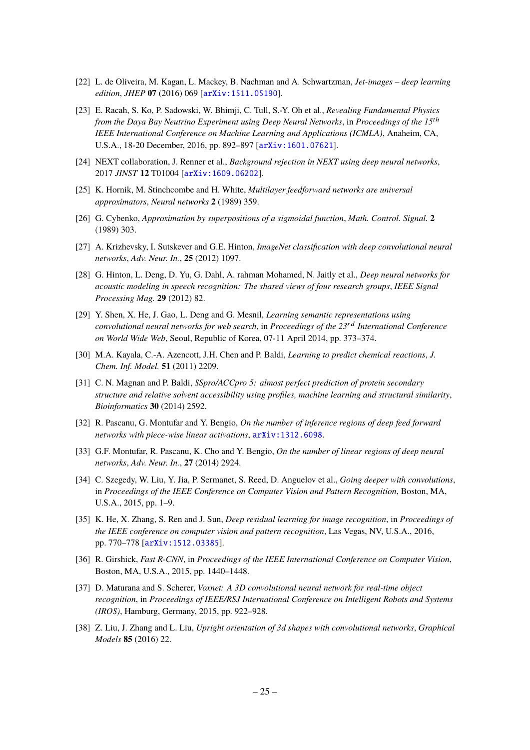[22] L. de Oliveira, M. Kagan, L. Mackey, B. Nachman and A. Schwartzman, *Jet-images – deep learning edition*, *JHEP* **07** (2016) 069 [arXiv:1511.05190].

[23] E. Racah, S. Ko, P. Sadowski, W. Bhimji, C. Tull, S.-Y. Oh et al., *Revealing Fundamental Physics from the Daya Bay Neutrino Experiment using Deep Neural Networks*, in *Proceedings of the 15$^{th}$ IEEE International Conference on Machine Learning and Applications (ICMLA)*, Anaheim, CA, U.S.A., 18-20 December, 2016, pp. 892–897 [arXiv:1601.07621].

[24] NEXT collaboration, J. Renner et al., *Background rejection in NEXT using deep neural networks*, 2017 *JINST* **12** T01004 [arXiv:1609.06202].

[25] K. Hornik, M. Stinchcombe and H. White, *Multilayer feedforward networks are universal approximators*, *Neural networks* **2** (1989) 359.

[26] G. Cybenko, *Approximation by superpositions of a sigmoidal function*, *Math. Control. Signal.* **2** (1989) 303.

[27] A. Krizhevsky, I. Sutskever and G.E. Hinton, *ImageNet classification with deep convolutional neural networks*, *Adv. Neur. In.*, **25** (2012) 1097.

[28] G. Hinton, L. Deng, D. Yu, G. Dahl, A. rahman Mohamed, N. Jaitly et al., *Deep neural networks for acoustic modeling in speech recognition: The shared views of four research groups*, *IEEE Signal Processing Mag.* **29** (2012) 82.

[29] Y. Shen, X. He, J. Gao, L. Deng and G. Mesnil, *Learning semantic representations using convolutional neural networks for web search*, in *Proceedings of the 23$^{rd}$ International Conference on World Wide Web*, Seoul, Republic of Korea, 07-11 April 2014, pp. 373–374.

[30] M.A. Kayala, C.-A. Azencott, J.H. Chen and P. Baldi, *Learning to predict chemical reactions*, *J. Chem. Inf. Model.* **51** (2011) 2209.

[31] C. N. Magnan and P. Baldi, *SSpro/ACCpro 5: almost perfect prediction of protein secondary structure and relative solvent accessibility using profiles, machine learning and structural similarity*, *Bioinformatics* **30** (2014) 2592.

[32] R. Pascanu, G. Montufar and Y. Bengio, *On the number of inference regions of deep feed forward networks with piece-wise linear activations*, arXiv:1312.6098.

[33] G.F. Montufar, R. Pascanu, K. Cho and Y. Bengio, *On the number of linear regions of deep neural networks*, *Adv. Neur. In.*, **27** (2014) 2924.

[34] C. Szegedy, W. Liu, Y. Jia, P. Sermanet, S. Reed, D. Anguelov et al., *Going deeper with convolutions*, in *Proceedings of the IEEE Conference on Computer Vision and Pattern Recognition*, Boston, MA, U.S.A., 2015, pp. 1–9.

[35] K. He, X. Zhang, S. Ren and J. Sun, *Deep residual learning for image recognition*, in *Proceedings of the IEEE conference on computer vision and pattern recognition*, Las Vegas, NV, U.S.A., 2016, pp. 770–778 [arXiv:1512.03385].

[36] R. Girshick, *Fast R-CNN*, in *Proceedings of the IEEE International Conference on Computer Vision*, Boston, MA, U.S.A., 2015, pp. 1440–1448.

[37] D. Maturana and S. Scherer, *Voxnet: A 3D convolutional neural network for real-time object recognition*, in *Proceedings of IEEE/RSJ International Conference on Intelligent Robots and Systems (IROS)*, Hamburg, Germany, 2015, pp. 922–928.

[38] Z. Liu, J. Zhang and L. Liu, *Upright orientation of 3d shapes with convolutional networks*, *Graphical Models* **85** (2016) 22.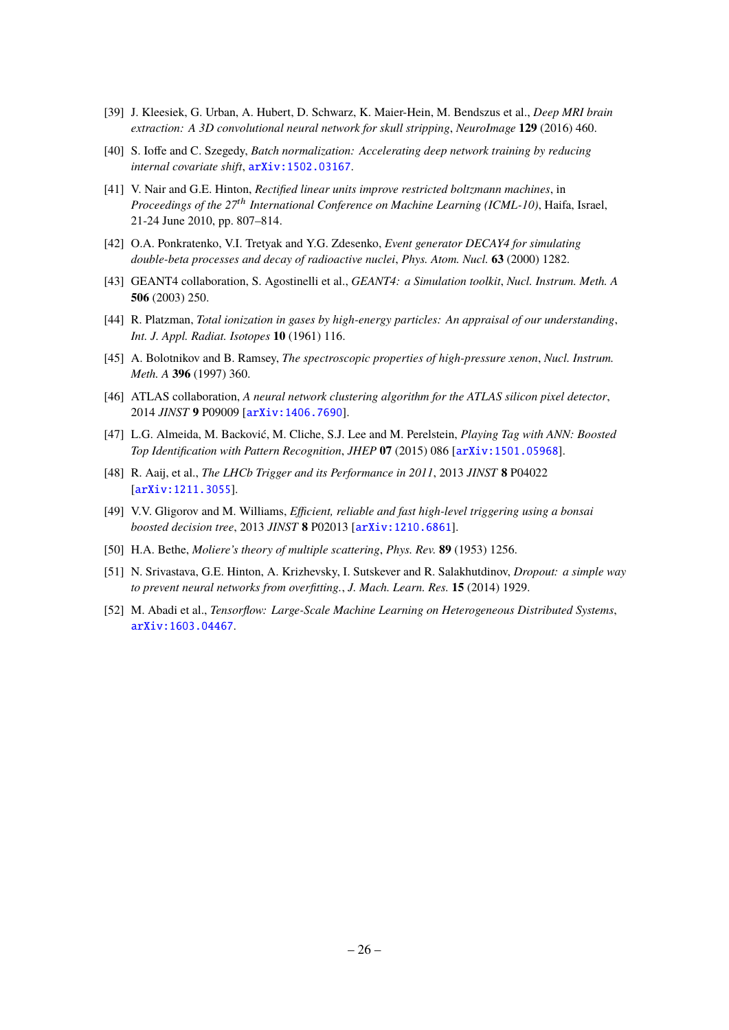[39] J. Kleesiek, G. Urban, A. Hubert, D. Schwarz, K. Maier-Hein, M. Bendszus et al., *Deep MRI brain extraction: A 3D convolutional neural network for skull stripping*, *NeuroImage* **129** (2016) 460.

[40] S. Ioffe and C. Szegedy, *Batch normalization: Accelerating deep network training by reducing internal covariate shift*, arXiv:1502.03167.

[41] V. Nair and G.E. Hinton, *Rectified linear units improve restricted boltzmann machines*, in *Proceedings of the 27^th International Conference on Machine Learning (ICML-10)*, Haifa, Israel, 21-24 June 2010, pp. 807–814.

[42] O.A. Ponkratenko, V.I. Tretyak and Y.G. Zdesenko, *Event generator DECAY4 for simulating double-beta processes and decay of radioactive nuclei*, *Phys. Atom. Nucl.* **63** (2000) 1282.

[43] GEANT4 collaboration, S. Agostinelli et al., *GEANT4: a Simulation toolkit*, *Nucl. Instrum. Meth. A* **506** (2003) 250.

[44] R. Platzman, *Total ionization in gases by high-energy particles: An appraisal of our understanding*, *Int. J. Appl. Radiat. Isotopes* **10** (1961) 116.

[45] A. Bolotnikov and B. Ramsey, *The spectroscopic properties of high-pressure xenon*, *Nucl. Instrum. Meth. A* **396** (1997) 360.

[46] ATLAS collaboration, *A neural network clustering algorithm for the ATLAS silicon pixel detector*, 2014 *JINST* **9** P09009 [arXiv:1406.7690].

[47] L.G. Almeida, M. Backović, M. Cliche, S.J. Lee and M. Perelstein, *Playing Tag with ANN: Boosted Top Identification with Pattern Recognition*, *JHEP* **07** (2015) 086 [arXiv:1501.05968].

[48] R. Aaij, et al., *The LHCb Trigger and its Performance in 2011*, 2013 *JINST* **8** P04022 [arXiv:1211.3055].

[49] V.V. Gligorov and M. Williams, *Efficient, reliable and fast high-level triggering using a bonsai boosted decision tree*, 2013 *JINST* **8** P02013 [arXiv:1210.6861].

[50] H.A. Bethe, *Moliere's theory of multiple scattering*, *Phys. Rev.* **89** (1953) 1256.

[51] N. Srivastava, G.E. Hinton, A. Krizhevsky, I. Sutskever and R. Salakhutdinov, *Dropout: a simple way to prevent neural networks from overfitting.*, *J. Mach. Learn. Res.* **15** (2014) 1929.

[52] M. Abadi et al., *Tensorflow: Large-Scale Machine Learning on Heterogeneous Distributed Systems*, arXiv:1603.04467.